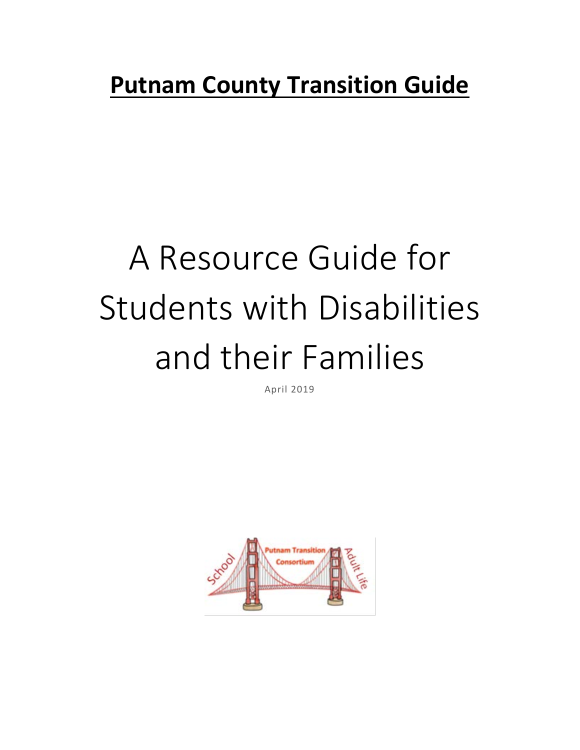# **Putnam County Transition Guide**

# A Resource Guide for Students with Disabilities and their Families

April 2019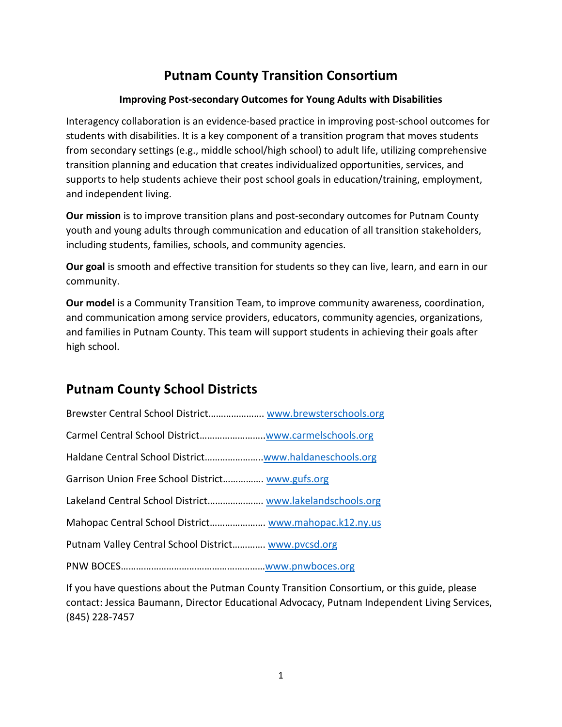# Putnam County Transition Consortium

### Improving Post-secondary Outcomes for Young Adults with Disabilities

Interagency collaboration is an evidence-based practice in improving post-school outcomes for students with disabilities. It is a key component of a transition program that moves students from secondary settings (e.g., middle school/high school) to adult life, utilizing comprehensive transition planning and education that creates individualized opportunities, services, and supports to help students achieve their post school goals in education/training, employment, and independent living.

**Our mission** is to improve transition plans and post-secondary outcomes for Putnam County youth and young adults through communication and education of all transition stakeholders, including students, families, schools, and community agencies.

**Our goal** is smooth and effective transition for students so they can live, learn, and earn in our community.

**Our model** is a Community Transition Team, to improve community awareness, coordination, and communication among service providers, educators, community agencies, organizations, and families in Putnam County. This team will support students in achieving their goals after high school.

## Putnam County School Districts

Brewster Central School District…………………. www.brewsterschools.org

Carmel Central School District……………………..www.carmelschools.org

Haldane Central School District…………………..www.haldaneschools.org

Garrison Union Free School District……………. www.gufs.org

Lakeland Central School District…………………. www.lakelandschools.org

Mahopac Central School District…………………. www.mahopac.k12.ny.us

Putnam Valley Central School District…………. www.pvcsd.org

PNW BOCES…………………………………………………www.pnwboces.org

If you have questions about the Putman County Transition Consortium, or this guide, please contact: Jessica Baumann, Director Educational Advocacy, Putnam Independent Living Services, (845) 228-7457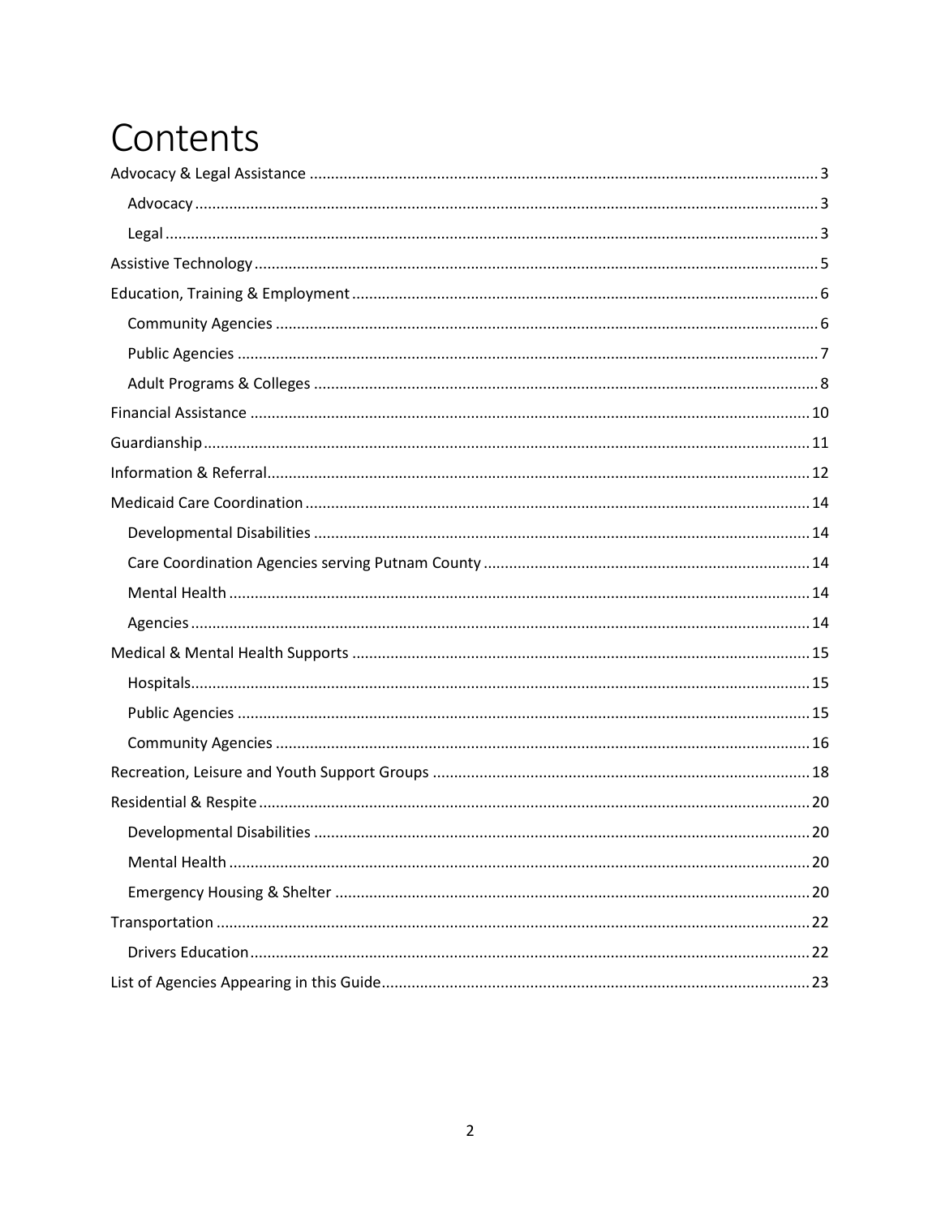# Contents

- Advocacy & Legal Assistance ..... 3
  - Advocacy ..... 3
  - Legal ..... 3
- Assistive Technology ..... 5
- Education, Training & Employment ..... 6
  - Community Agencies ..... 6
  - Public Agencies ..... 7
  - Adult Programs & Colleges ..... 8
- Financial Assistance ..... 10
- Guardianship ..... 11
- Information & Referral ..... 12
- Medicaid Care Coordination ..... 14
  - Developmental Disabilities ..... 14
  - Care Coordination Agencies serving Putnam County ..... 14
  - Mental Health ..... 14
  - Agencies ..... 14
- Medical & Mental Health Supports ..... 15
  - Hospitals ..... 15
  - Public Agencies ..... 15
  - Community Agencies ..... 16
- Recreation, Leisure and Youth Support Groups ..... 18
- Residential & Respite ..... 20
  - Developmental Disabilities ..... 20
  - Mental Health ..... 20
  - Emergency Housing & Shelter ..... 20
- Transportation ..... 22
  - Drivers Education ..... 22
- List of Agencies Appearing in this Guide ..... 23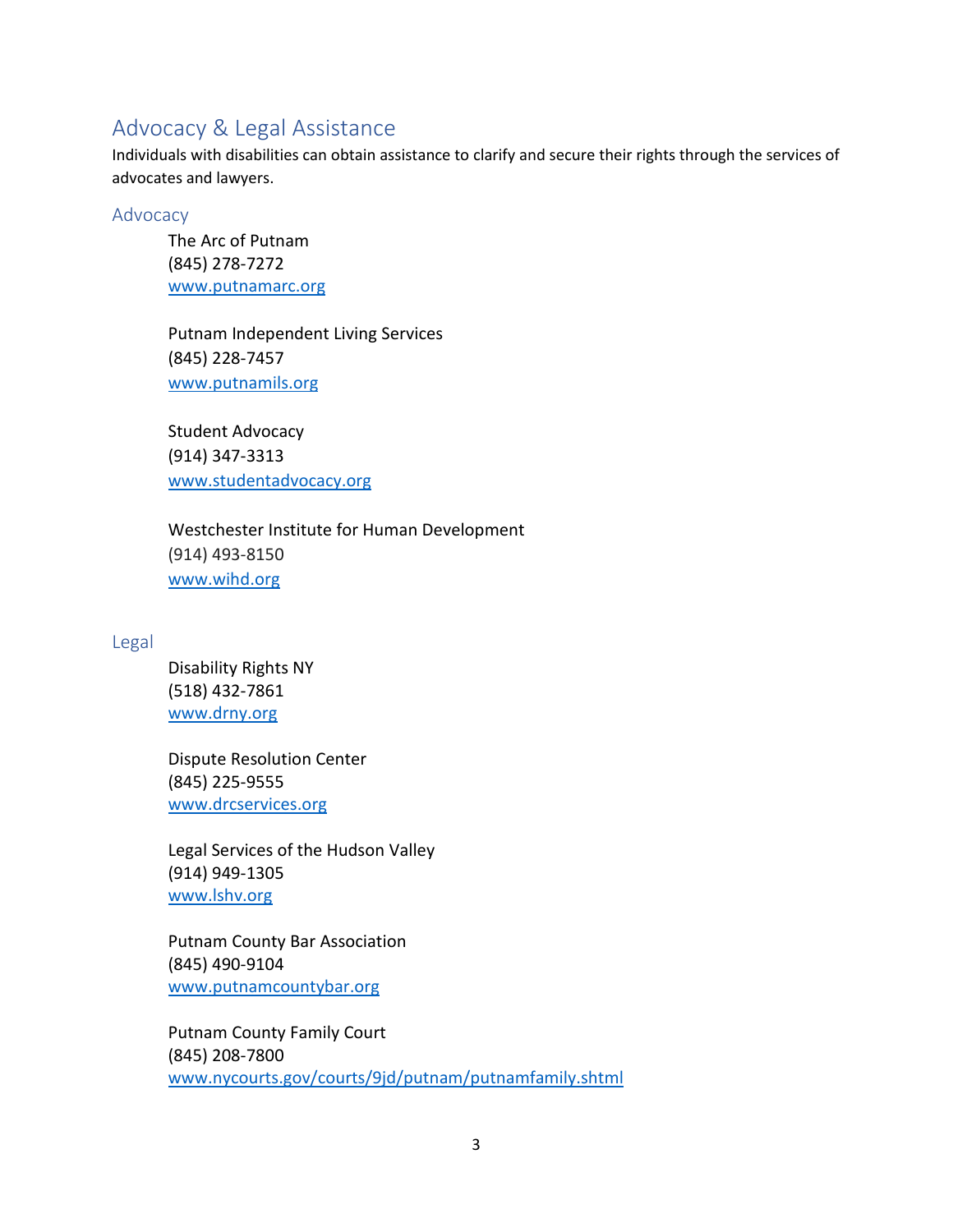## Advocacy & Legal Assistance

Individuals with disabilities can obtain assistance to clarify and secure their rights through the services of advocates and lawyers.

### Advocacy

The Arc of Putnam
(845) 278-7272
www.putnamarc.org

Putnam Independent Living Services
(845) 228-7457
www.putnamils.org

Student Advocacy
(914) 347-3313
www.studentadvocacy.org

Westchester Institute for Human Development
(914) 493-8150
www.wihd.org

### Legal

Disability Rights NY
(518) 432-7861
www.drny.org

Dispute Resolution Center
(845) 225-9555
www.drcservices.org

Legal Services of the Hudson Valley
(914) 949-1305
www.lshv.org

Putnam County Bar Association
(845) 490-9104
www.putnamcountybar.org

Putnam County Family Court
(845) 208-7800
www.nycourts.gov/courts/9jd/putnam/putnamfamily.shtml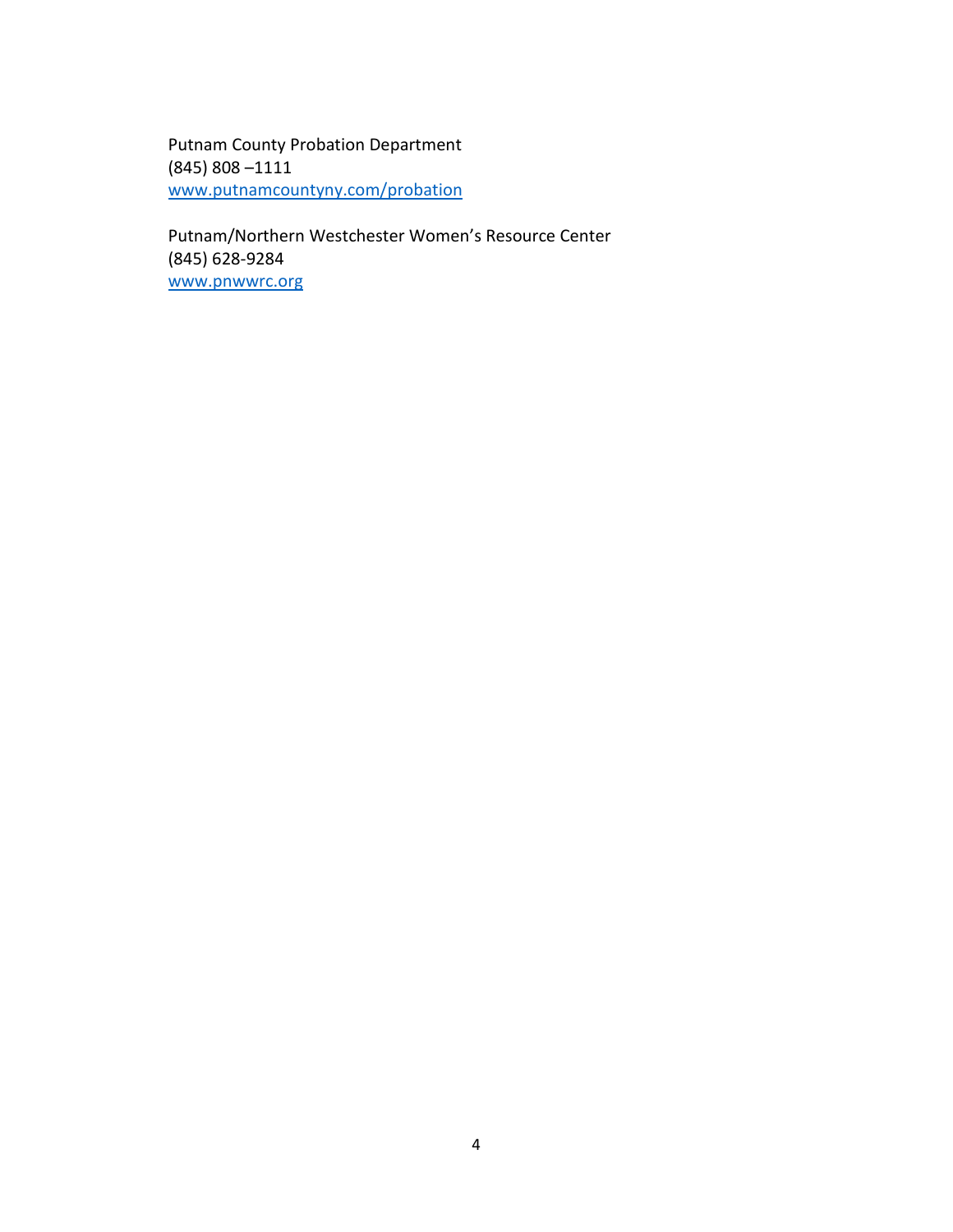Putnam County Probation Department
(845) 808 –1111
[www.putnamcountyny.com/probation](http://www.putnamcountyny.com/probation)

Putnam/Northern Westchester Women's Resource Center
(845) 628-9284
[www.pnwwrc.org](http://www.pnwwrc.org)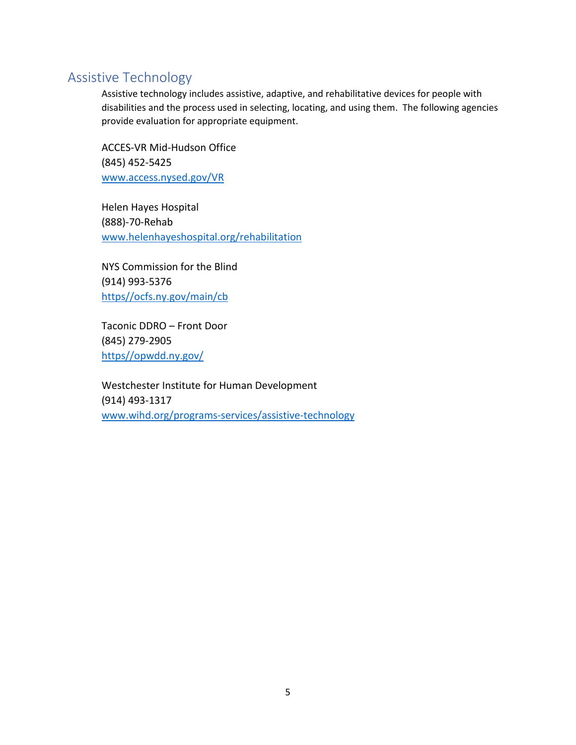## Assistive Technology

Assistive technology includes assistive, adaptive, and rehabilitative devices for people with disabilities and the process used in selecting, locating, and using them. The following agencies provide evaluation for appropriate equipment.

ACCES-VR Mid-Hudson Office
(845) 452-5425
www.access.nysed.gov/VR

Helen Hayes Hospital
(888)-70-Rehab
www.helenhayeshospital.org/rehabilitation

NYS Commission for the Blind
(914) 993-5376
https//ocfs.ny.gov/main/cb

Taconic DDRO – Front Door
(845) 279-2905
https//opwdd.ny.gov/

Westchester Institute for Human Development
(914) 493-1317
www.wihd.org/programs-services/assistive-technology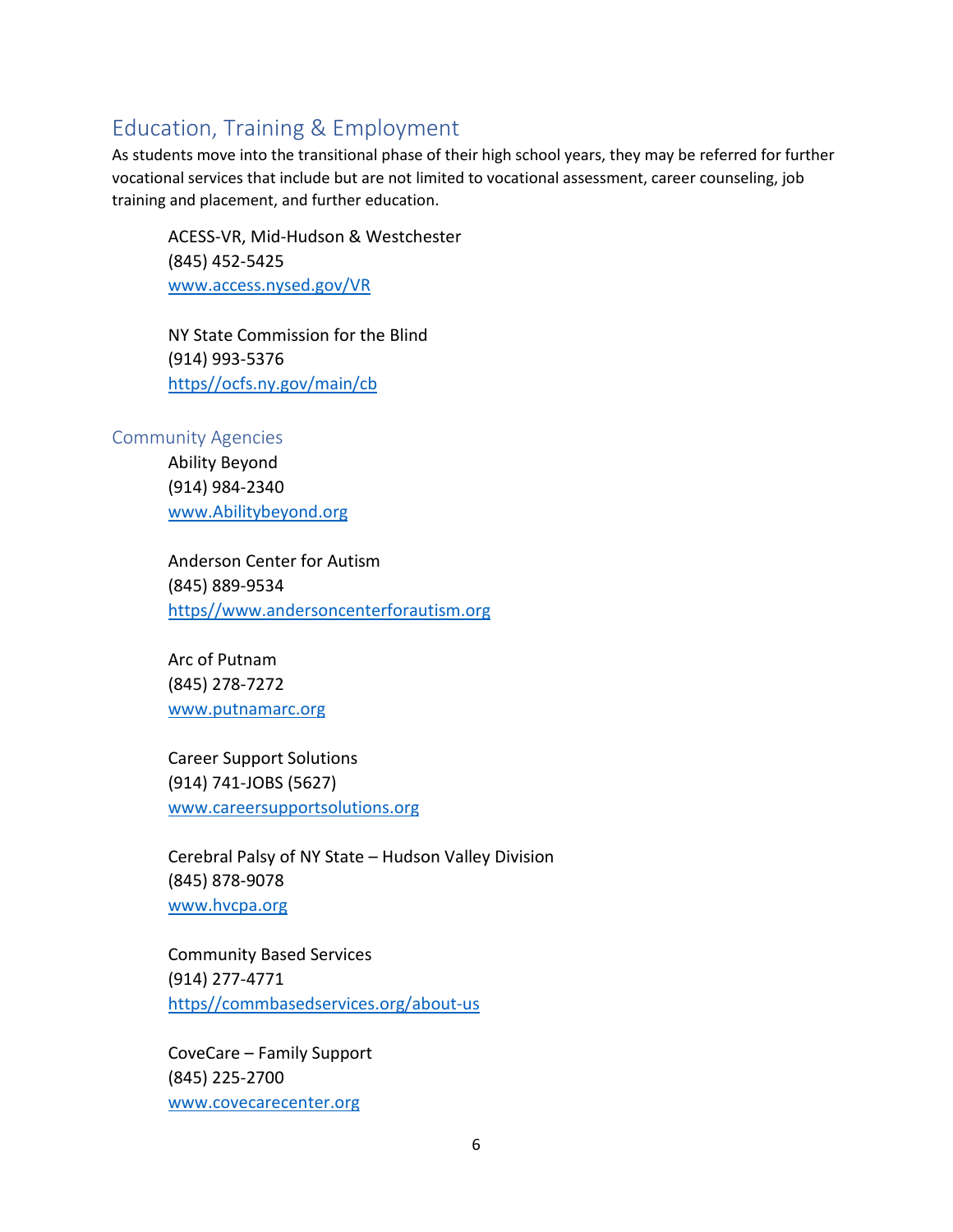## Education, Training & Employment

As students move into the transitional phase of their high school years, they may be referred for further vocational services that include but are not limited to vocational assessment, career counseling, job training and placement, and further education.

ACESS-VR, Mid-Hudson & Westchester
(845) 452-5425
www.access.nysed.gov/VR

NY State Commission for the Blind
(914) 993-5376
https//ocfs.ny.gov/main/cb

### Community Agencies

Ability Beyond
(914) 984-2340
www.Abilitybeyond.org

Anderson Center for Autism
(845) 889-9534
https//www.andersoncenterforautism.org

Arc of Putnam
(845) 278-7272
www.putnamarc.org

Career Support Solutions
(914) 741-JOBS (5627)
www.careersupportsolutions.org

Cerebral Palsy of NY State – Hudson Valley Division
(845) 878-9078
www.hvcpa.org

Community Based Services
(914) 277-4771
https//commbasedservices.org/about-us

CoveCare – Family Support
(845) 225-2700
www.covecarecenter.org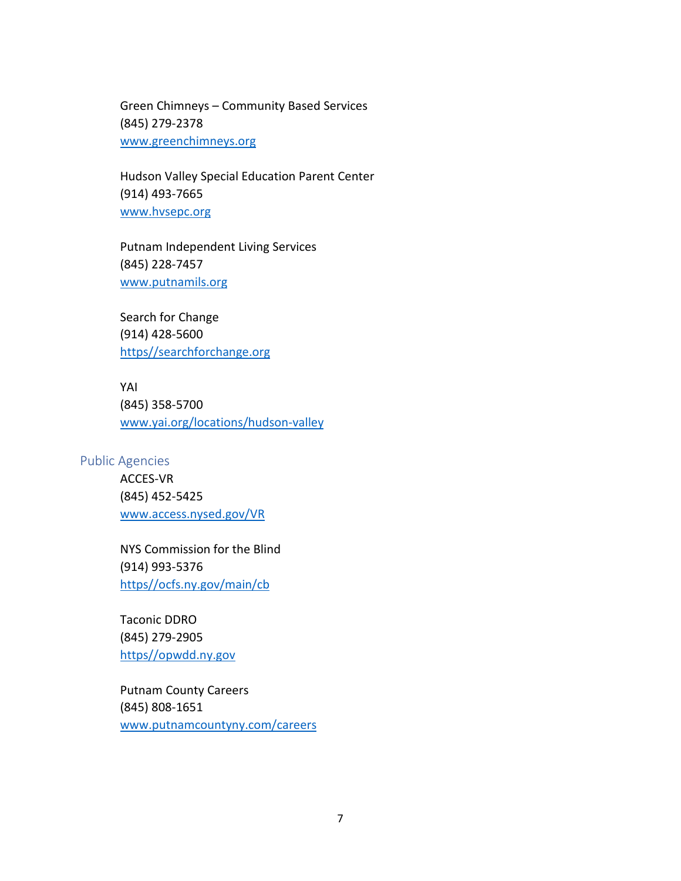Green Chimneys – Community Based Services
(845) 279-2378
[www.greenchimneys.org](www.greenchimneys.org)

Hudson Valley Special Education Parent Center
(914) 493-7665
[www.hvsepc.org](www.hvsepc.org)

Putnam Independent Living Services
(845) 228-7457
[www.putnamils.org](www.putnamils.org)

Search for Change
(914) 428-5600
[https//searchforchange.org](https//searchforchange.org)

YAI
(845) 358-5700
[www.yai.org/locations/hudson-valley](www.yai.org/locations/hudson-valley)

## Public Agencies

ACCES-VR
(845) 452-5425
[www.access.nysed.gov/VR](www.access.nysed.gov/VR)

NYS Commission for the Blind
(914) 993-5376
[https//ocfs.ny.gov/main/cb](https//ocfs.ny.gov/main/cb)

Taconic DDRO
(845) 279-2905
[https//opwdd.ny.gov](https//opwdd.ny.gov)

Putnam County Careers
(845) 808-1651
[www.putnamcountyny.com/careers](www.putnamcountyny.com/careers)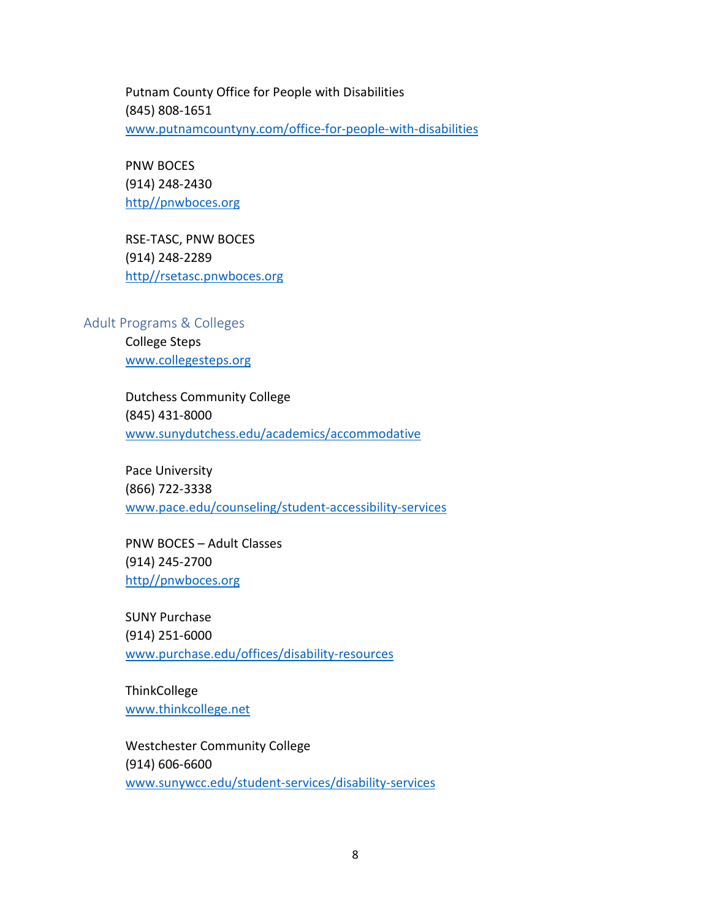Putnam County Office for People with Disabilities
(845) 808-1651
www.putnamcountyny.com/office-for-people-with-disabilities

PNW BOCES
(914) 248-2430
http//pnwboces.org

RSE-TASC, PNW BOCES
(914) 248-2289
http//rsetasc.pnwboces.org

## Adult Programs & Colleges

College Steps
www.collegesteps.org

Dutchess Community College
(845) 431-8000
www.sunydutchess.edu/academics/accommodative

Pace University
(866) 722-3338
www.pace.edu/counseling/student-accessibility-services

PNW BOCES – Adult Classes
(914) 245-2700
http//pnwboces.org

SUNY Purchase
(914) 251-6000
www.purchase.edu/offices/disability-resources

ThinkCollege
www.thinkcollege.net

Westchester Community College
(914) 606-6600
www.sunywcc.edu/student-services/disability-services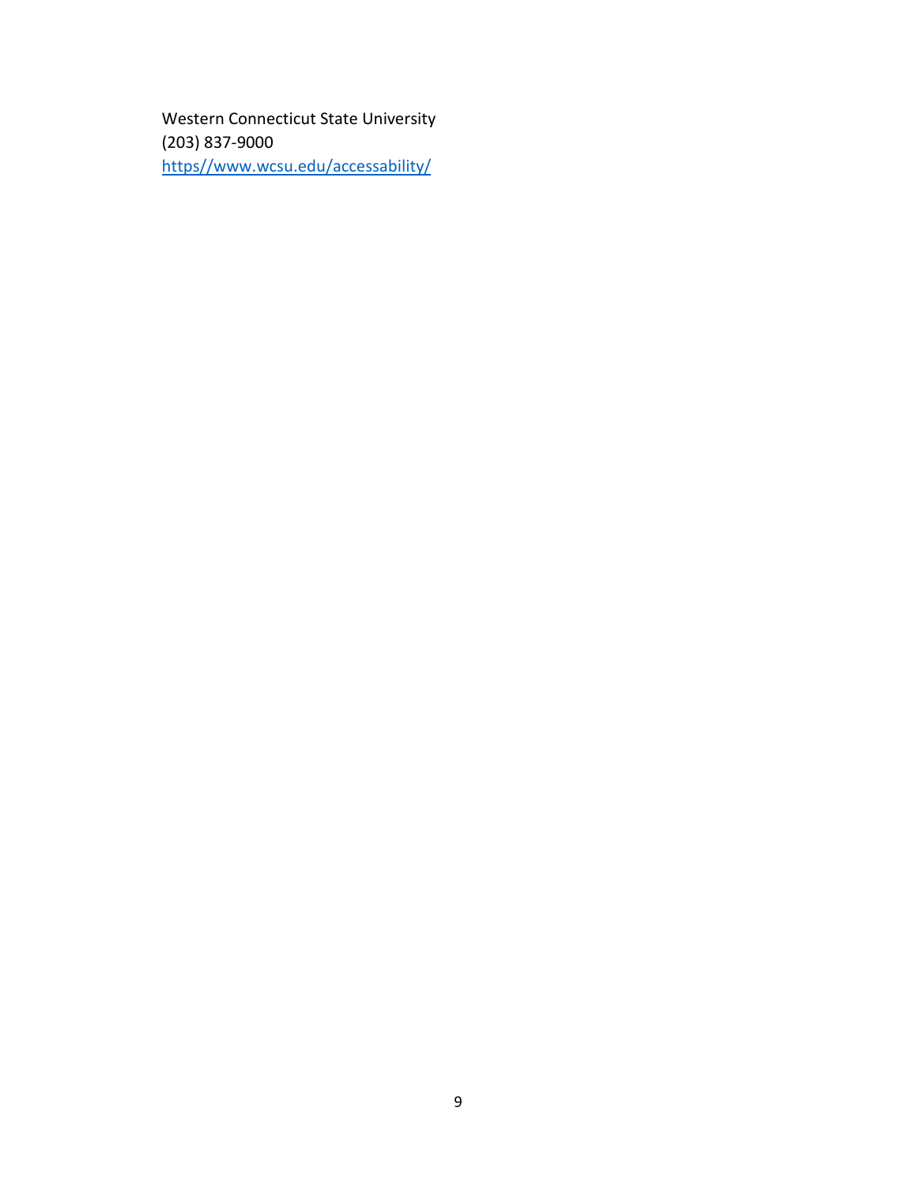Western Connecticut State University
(203) 837-9000
https//www.wcsu.edu/accessability/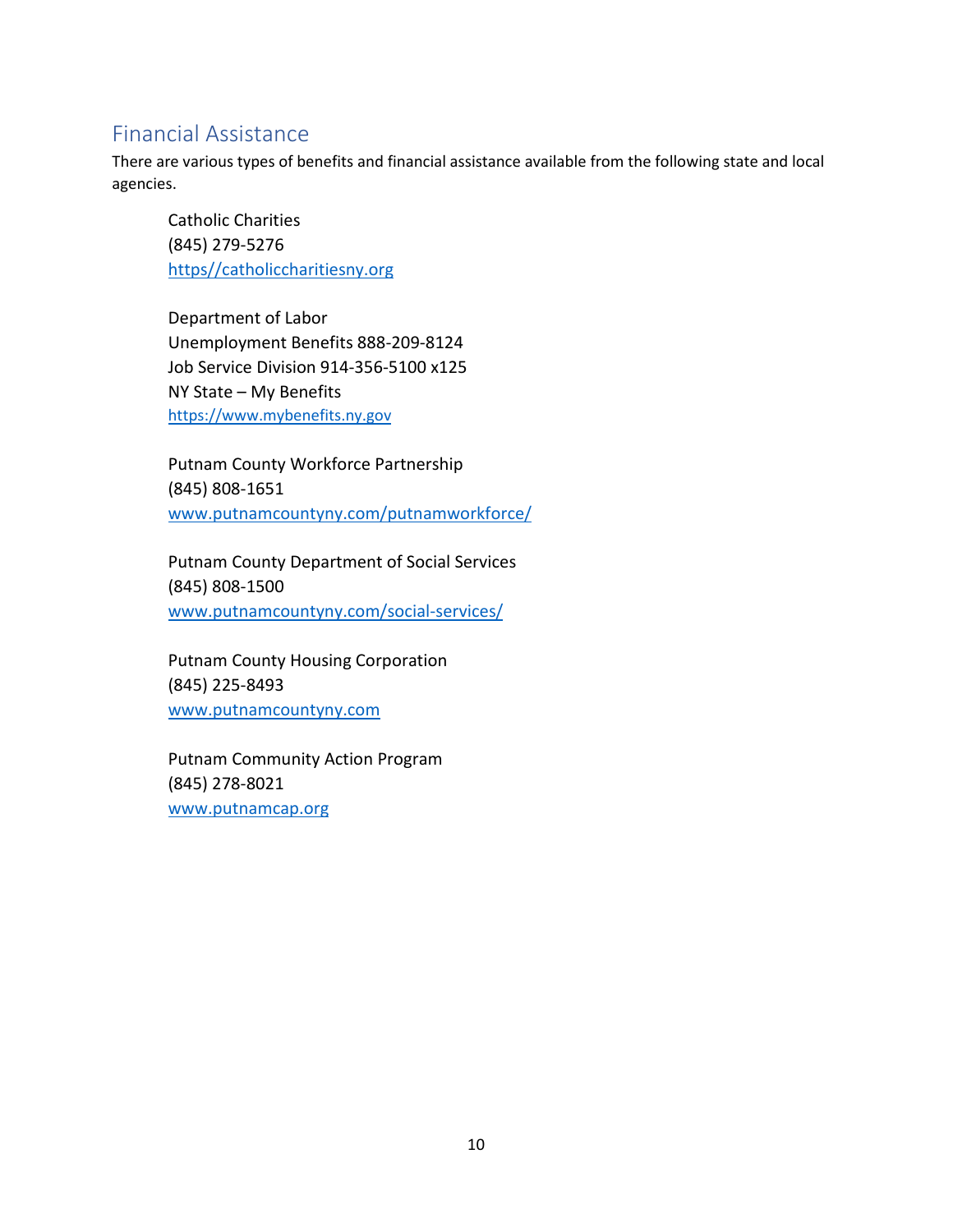## Financial Assistance

There are various types of benefits and financial assistance available from the following state and local agencies.

Catholic Charities
(845) 279-5276
https//catholiccharitiesny.org

Department of Labor
Unemployment Benefits 888-209-8124
Job Service Division 914-356-5100 x125
NY State – My Benefits
https://www.mybenefits.ny.gov

Putnam County Workforce Partnership
(845) 808-1651
www.putnamcountyny.com/putnamworkforce/

Putnam County Department of Social Services
(845) 808-1500
www.putnamcountyny.com/social-services/

Putnam County Housing Corporation
(845) 225-8493
www.putnamcountyny.com

Putnam Community Action Program
(845) 278-8021
www.putnamcap.org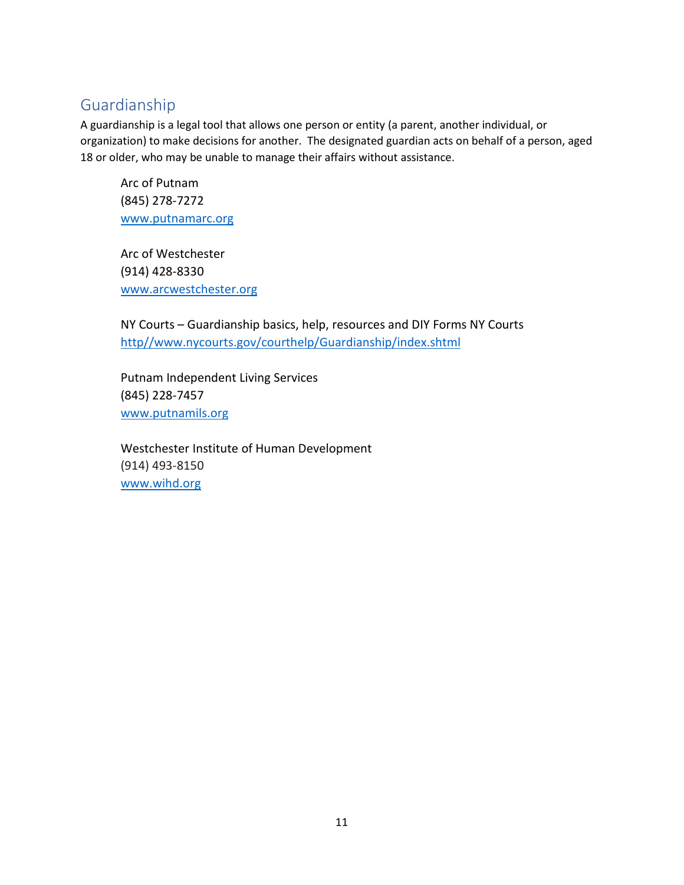## Guardianship

A guardianship is a legal tool that allows one person or entity (a parent, another individual, or organization) to make decisions for another. The designated guardian acts on behalf of a person, aged 18 or older, who may be unable to manage their affairs without assistance.

Arc of Putnam
(845) 278-7272
[www.putnamarc.org](www.putnamarc.org)

Arc of Westchester
(914) 428-8330
[www.arcwestchester.org](www.arcwestchester.org)

NY Courts – Guardianship basics, help, resources and DIY Forms NY Courts
[http//www.nycourts.gov/courthelp/Guardianship/index.shtml](http//www.nycourts.gov/courthelp/Guardianship/index.shtml)

Putnam Independent Living Services
(845) 228-7457
[www.putnamils.org](www.putnamils.org)

Westchester Institute of Human Development
(914) 493-8150
[www.wihd.org](www.wihd.org)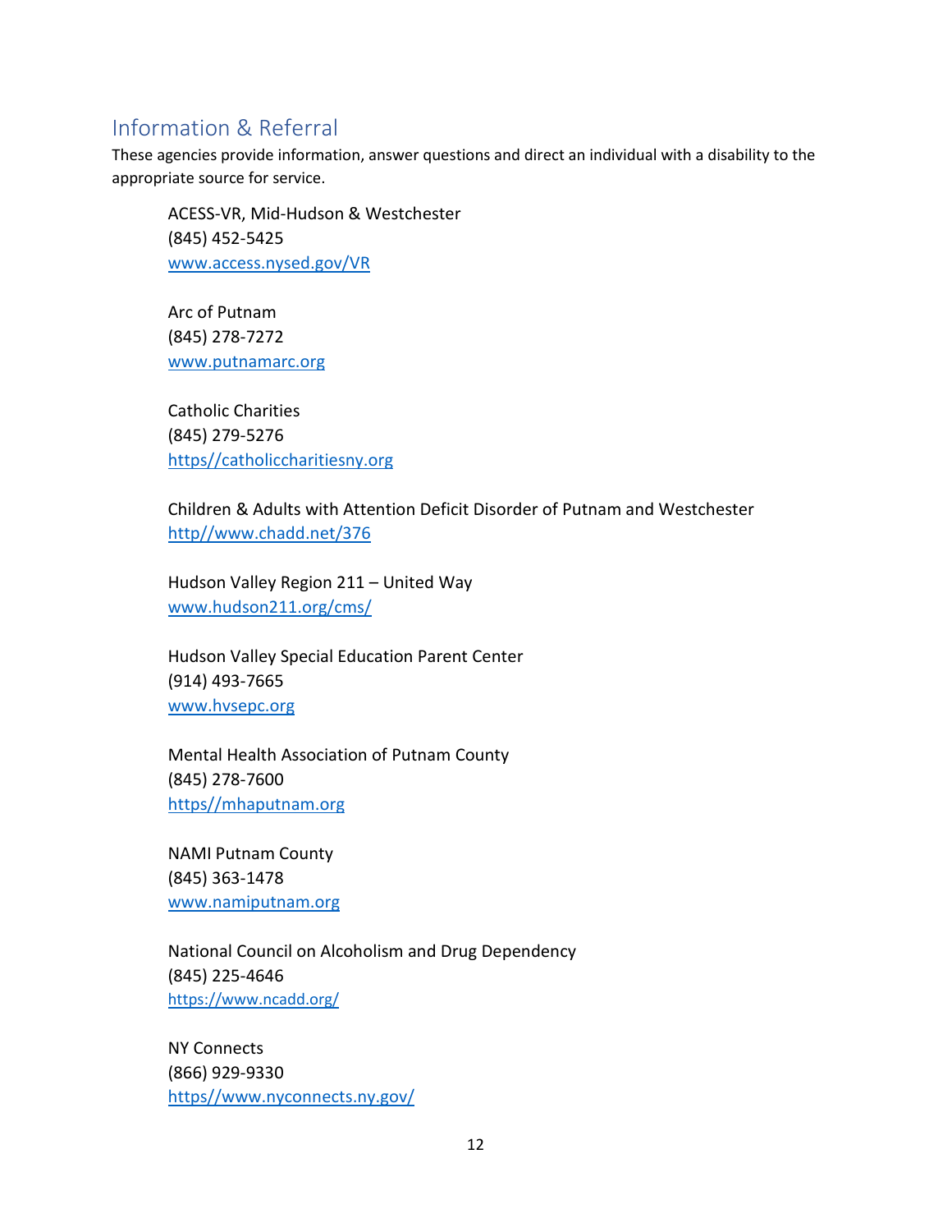## Information & Referral

These agencies provide information, answer questions and direct an individual with a disability to the appropriate source for service.

ACESS-VR, Mid-Hudson & Westchester
(845) 452-5425
www.access.nysed.gov/VR

Arc of Putnam
(845) 278-7272
www.putnamarc.org

Catholic Charities
(845) 279-5276
https//catholiccharitiesny.org

Children & Adults with Attention Deficit Disorder of Putnam and Westchester
http//www.chadd.net/376

Hudson Valley Region 211 – United Way
www.hudson211.org/cms/

Hudson Valley Special Education Parent Center
(914) 493-7665
www.hvsepc.org

Mental Health Association of Putnam County
(845) 278-7600
https//mhaputnam.org

NAMI Putnam County
(845) 363-1478
www.namiputnam.org

National Council on Alcoholism and Drug Dependency
(845) 225-4646
https://www.ncadd.org/

NY Connects
(866) 929-9330
https//www.nyconnects.ny.gov/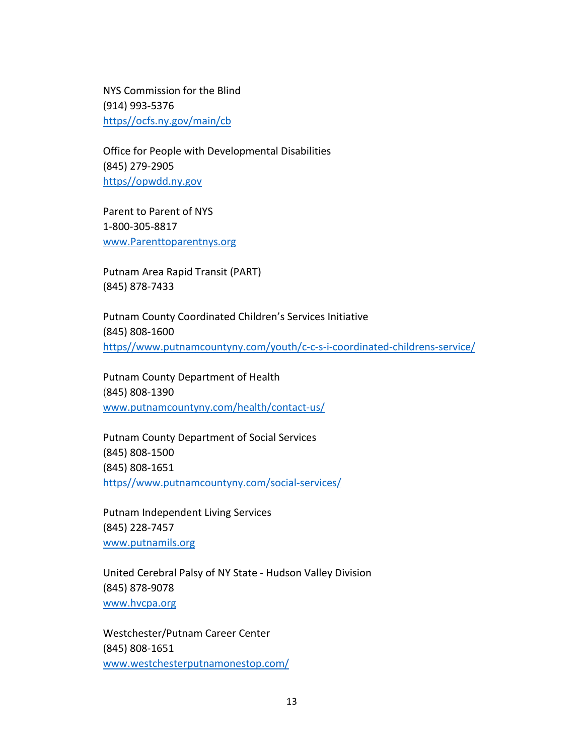NYS Commission for the Blind
(914) 993-5376
https//ocfs.ny.gov/main/cb

Office for People with Developmental Disabilities
(845) 279-2905
https//opwdd.ny.gov

Parent to Parent of NYS
1-800-305-8817
www.Parenttoparentnys.org

Putnam Area Rapid Transit (PART)
(845) 878-7433

Putnam County Coordinated Children's Services Initiative
(845) 808-1600
https//www.putnamcountyny.com/youth/c-c-s-i-coordinated-childrens-service/

Putnam County Department of Health
(845) 808-1390
www.putnamcountyny.com/health/contact-us/

Putnam County Department of Social Services
(845) 808-1500
(845) 808-1651
https//www.putnamcountyny.com/social-services/

Putnam Independent Living Services
(845) 228-7457
www.putnamils.org

United Cerebral Palsy of NY State - Hudson Valley Division
(845) 878-9078
www.hvcpa.org

Westchester/Putnam Career Center
(845) 808-1651
www.westchesterputnamonestop.com/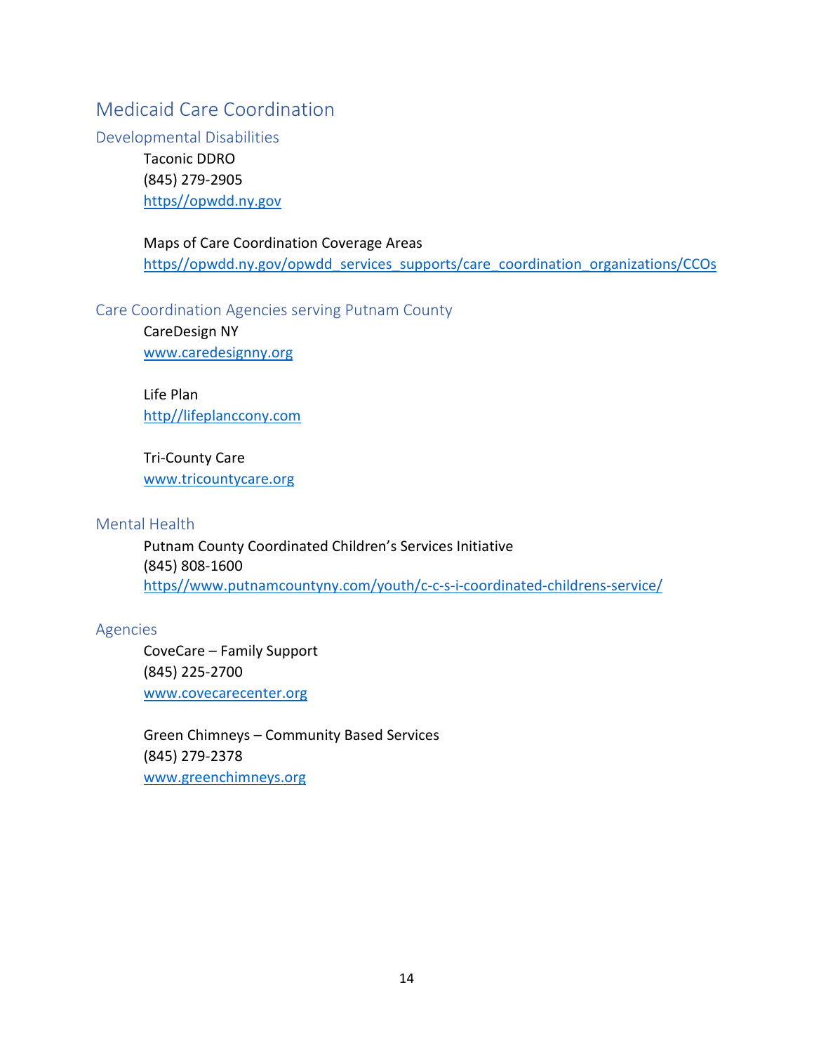# Medicaid Care Coordination

## Developmental Disabilities

Taconic DDRO
(845) 279-2905
https//opwdd.ny.gov

Maps of Care Coordination Coverage Areas
https//opwdd.ny.gov/opwdd_services_supports/care_coordination_organizations/CCOs

## Care Coordination Agencies serving Putnam County

CareDesign NY
www.caredesignny.org

Life Plan
http//lifeplanccony.com

Tri-County Care
www.tricountycare.org

## Mental Health

Putnam County Coordinated Children's Services Initiative
(845) 808-1600
https//www.putnamcountyny.com/youth/c-c-s-i-coordinated-childrens-service/

## Agencies

CoveCare – Family Support
(845) 225-2700
www.covecarecenter.org

Green Chimneys – Community Based Services
(845) 279-2378
www.greenchimneys.org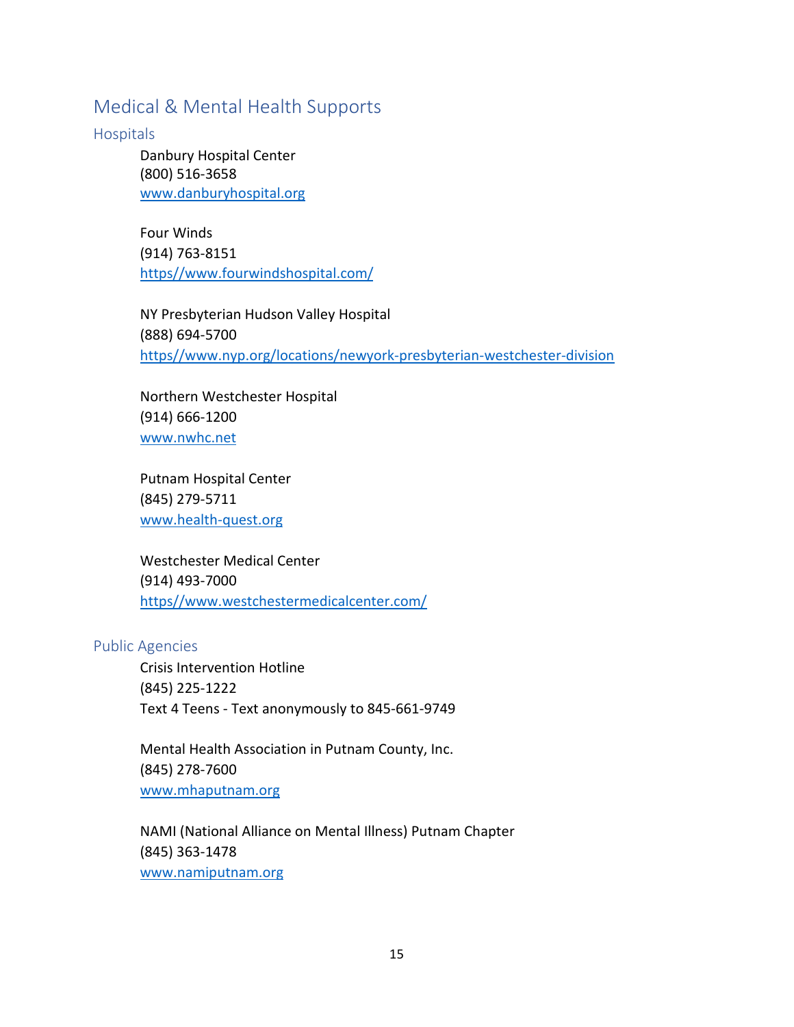## Medical & Mental Health Supports

### Hospitals

Danbury Hospital Center
(800) 516-3658
www.danburyhospital.org

Four Winds
(914) 763-8151
https//www.fourwindshospital.com/

NY Presbyterian Hudson Valley Hospital
(888) 694-5700
https//www.nyp.org/locations/newyork-presbyterian-westchester-division

Northern Westchester Hospital
(914) 666-1200
www.nwhc.net

Putnam Hospital Center
(845) 279-5711
www.health-quest.org

Westchester Medical Center
(914) 493-7000
https//www.westchestermedicalcenter.com/

### Public Agencies

Crisis Intervention Hotline
(845) 225-1222
Text 4 Teens - Text anonymously to 845-661-9749

Mental Health Association in Putnam County, Inc.
(845) 278-7600
www.mhaputnam.org

NAMI (National Alliance on Mental Illness) Putnam Chapter
(845) 363-1478
www.namiputnam.org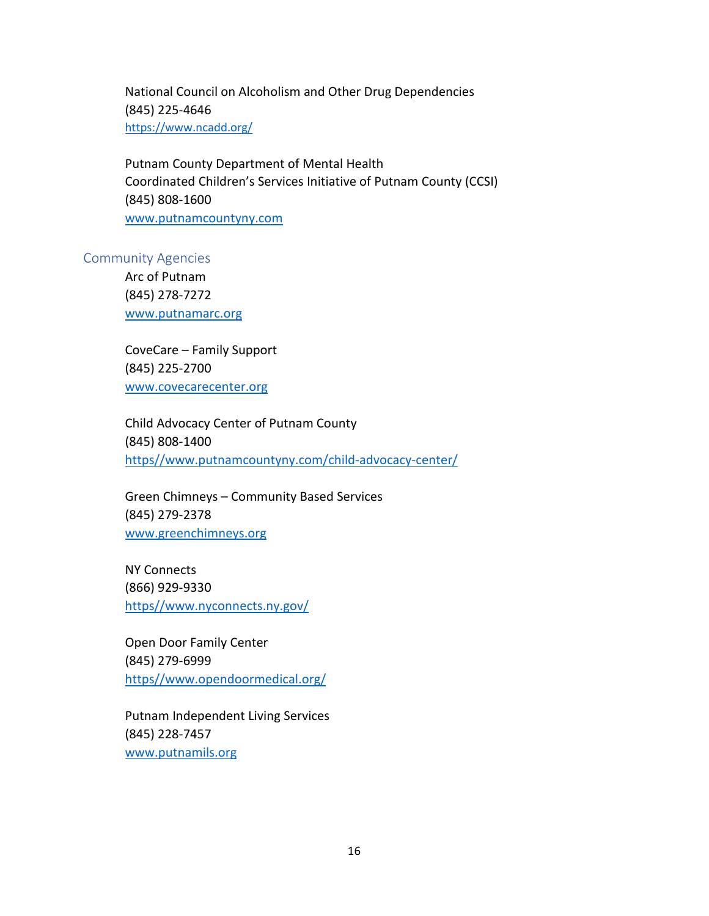National Council on Alcoholism and Other Drug Dependencies
(845) 225-4646
https://www.ncadd.org/

Putnam County Department of Mental Health
Coordinated Children's Services Initiative of Putnam County (CCSI)
(845) 808-1600
www.putnamcountyny.com

## Community Agencies

Arc of Putnam
(845) 278-7272
www.putnamarc.org

CoveCare – Family Support
(845) 225-2700
www.covecarecenter.org

Child Advocacy Center of Putnam County
(845) 808-1400
https//www.putnamcountyny.com/child-advocacy-center/

Green Chimneys – Community Based Services
(845) 279-2378
www.greenchimneys.org

NY Connects
(866) 929-9330
https//www.nyconnects.ny.gov/

Open Door Family Center
(845) 279-6999
https//www.opendoormedical.org/

Putnam Independent Living Services
(845) 228-7457
www.putnamils.org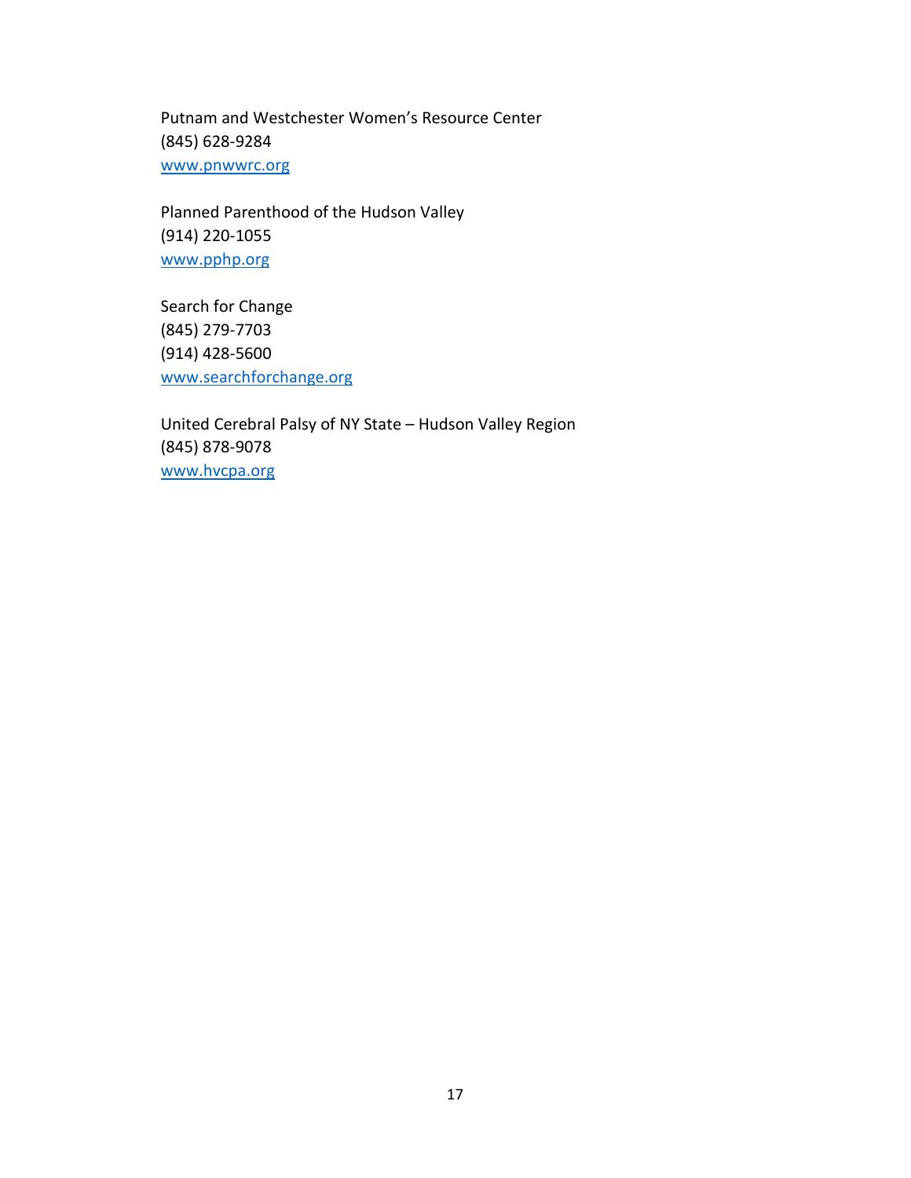Putnam and Westchester Women's Resource Center
(845) 628-9284
[www.pnwwrc.org](http://www.pnwwrc.org)

Planned Parenthood of the Hudson Valley
(914) 220-1055
[www.pphp.org](http://www.pphp.org)

Search for Change
(845) 279-7703
(914) 428-5600
[www.searchforchange.org](http://www.searchforchange.org)

United Cerebral Palsy of NY State – Hudson Valley Region
(845) 878-9078
[www.hvcpa.org](http://www.hvcpa.org)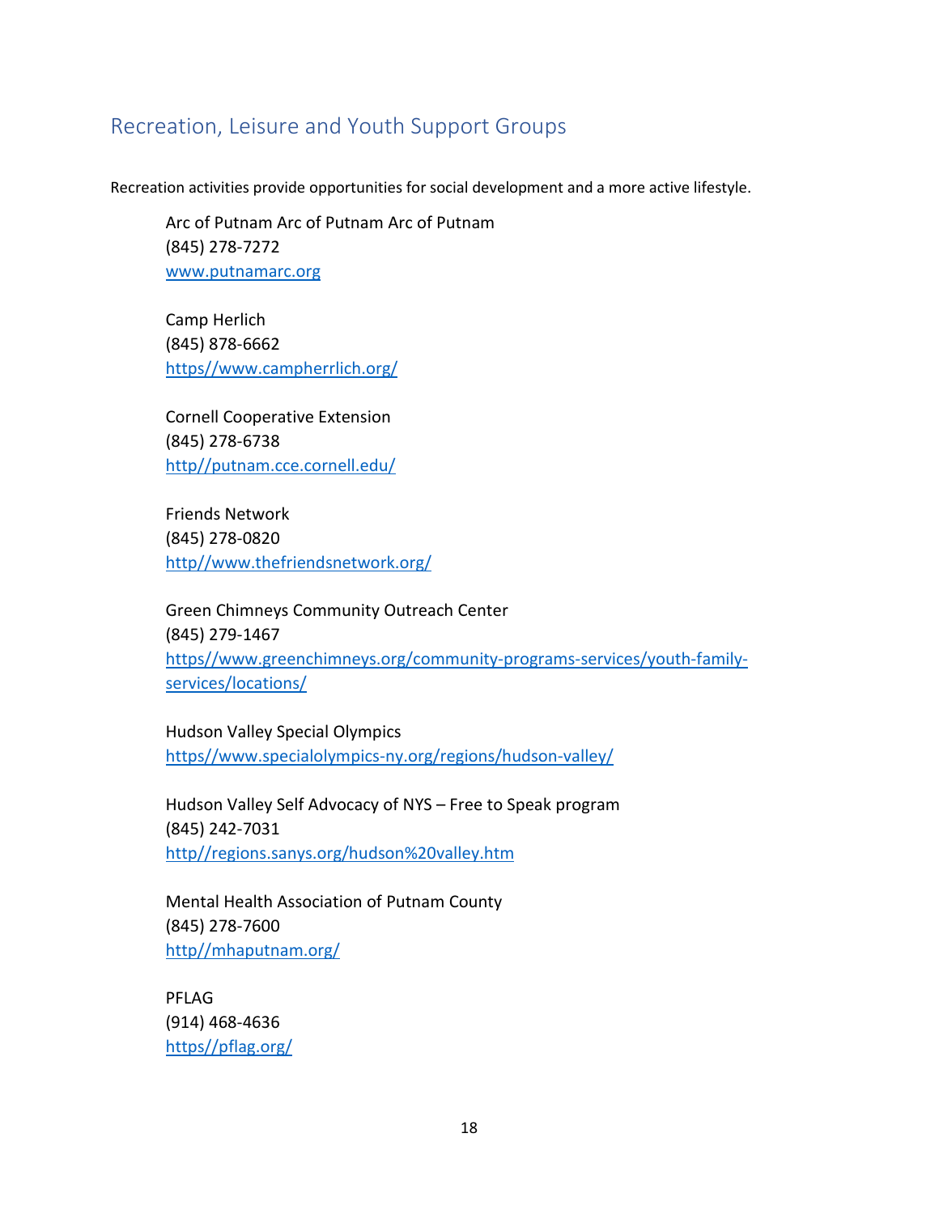## Recreation, Leisure and Youth Support Groups

Recreation activities provide opportunities for social development and a more active lifestyle.

Arc of Putnam Arc of Putnam Arc of Putnam
(845) 278-7272
www.putnamarc.org

Camp Herlich
(845) 878-6662
https//www.campherrlich.org/

Cornell Cooperative Extension
(845) 278-6738
http//putnam.cce.cornell.edu/

Friends Network
(845) 278-0820
http//www.thefriendsnetwork.org/

Green Chimneys Community Outreach Center
(845) 279-1467
https//www.greenchimneys.org/community-programs-services/youth-family-services/locations/

Hudson Valley Special Olympics
https//www.specialolympics-ny.org/regions/hudson-valley/

Hudson Valley Self Advocacy of NYS – Free to Speak program
(845) 242-7031
http//regions.sanys.org/hudson%20valley.htm

Mental Health Association of Putnam County
(845) 278-7600
http//mhaputnam.org/

PFLAG
(914) 468-4636
https//pflag.org/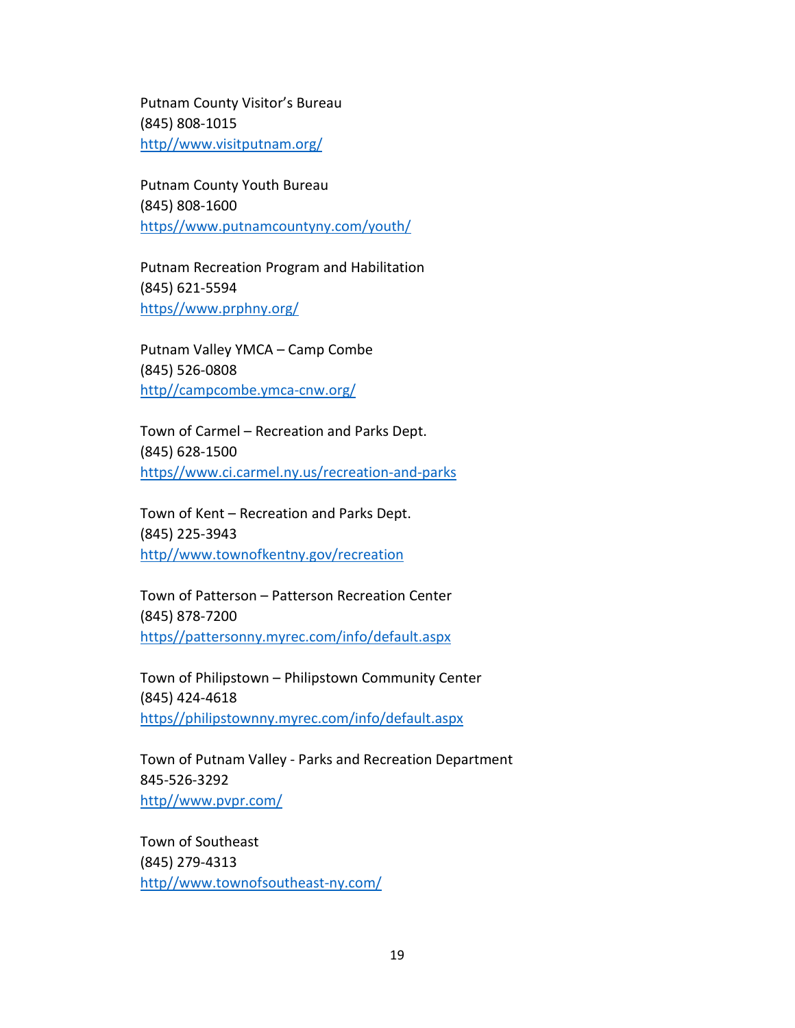Putnam County Visitor's Bureau
(845) 808-1015
http//www.visitputnam.org/

Putnam County Youth Bureau
(845) 808-1600
https//www.putnamcountyny.com/youth/

Putnam Recreation Program and Habilitation
(845) 621-5594
https//www.prphny.org/

Putnam Valley YMCA – Camp Combe
(845) 526-0808
http//campcombe.ymca-cnw.org/

Town of Carmel – Recreation and Parks Dept.
(845) 628-1500
https//www.ci.carmel.ny.us/recreation-and-parks

Town of Kent – Recreation and Parks Dept.
(845) 225-3943
http//www.townofkentny.gov/recreation

Town of Patterson – Patterson Recreation Center
(845) 878-7200
https//pattersonny.myrec.com/info/default.aspx

Town of Philipstown – Philipstown Community Center
(845) 424-4618
https//philipstownny.myrec.com/info/default.aspx

Town of Putnam Valley - Parks and Recreation Department
845-526-3292
http//www.pvpr.com/

Town of Southeast
(845) 279-4313
http//www.townofsoutheast-ny.com/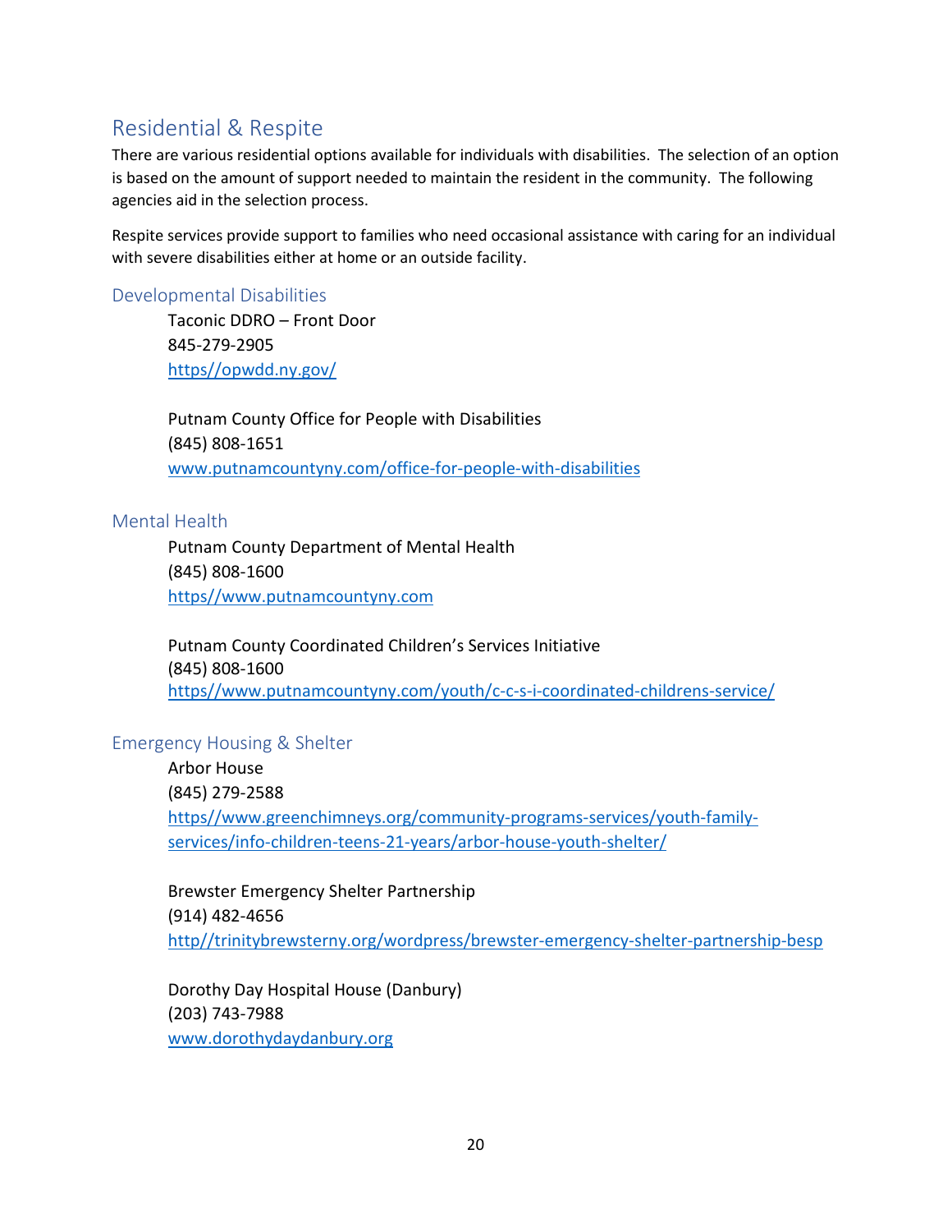## Residential & Respite

There are various residential options available for individuals with disabilities. The selection of an option is based on the amount of support needed to maintain the resident in the community. The following agencies aid in the selection process.

Respite services provide support to families who need occasional assistance with caring for an individual with severe disabilities either at home or an outside facility.

### Developmental Disabilities

Taconic DDRO – Front Door
845-279-2905
https//opwdd.ny.gov/

Putnam County Office for People with Disabilities
(845) 808-1651
www.putnamcountyny.com/office-for-people-with-disabilities

### Mental Health

Putnam County Department of Mental Health
(845) 808-1600
https//www.putnamcountyny.com

Putnam County Coordinated Children's Services Initiative
(845) 808-1600
https//www.putnamcountyny.com/youth/c-c-s-i-coordinated-childrens-service/

### Emergency Housing & Shelter

Arbor House
(845) 279-2588
https//www.greenchimneys.org/community-programs-services/youth-family-services/info-children-teens-21-years/arbor-house-youth-shelter/

Brewster Emergency Shelter Partnership
(914) 482-4656
http//trinitybrewsterny.org/wordpress/brewster-emergency-shelter-partnership-besp

Dorothy Day Hospital House (Danbury)
(203) 743-7988
www.dorothydaydanbury.org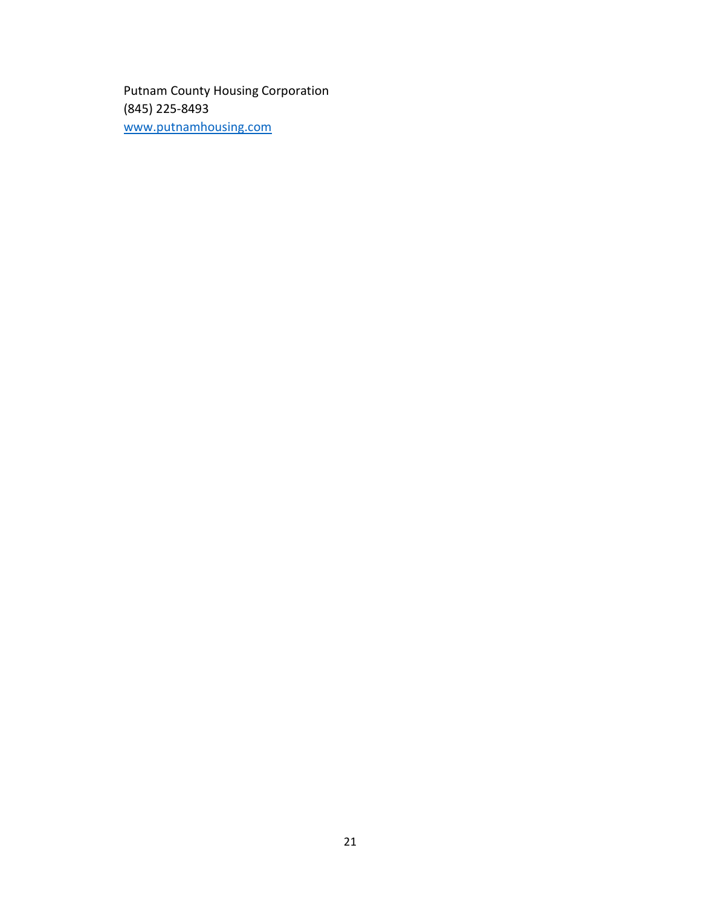Putnam County Housing Corporation
(845) 225-8493
[www.putnamhousing.com](http://www.putnamhousing.com)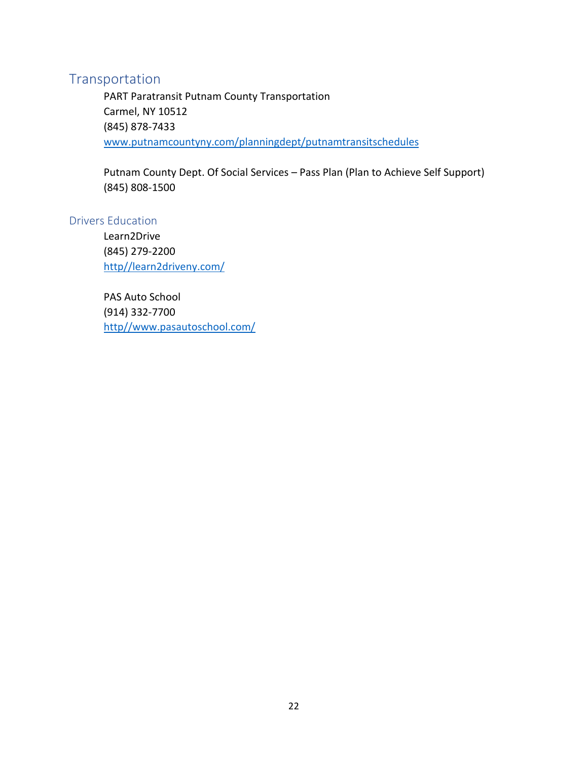## Transportation

PART Paratransit Putnam County Transportation
Carmel, NY 10512
(845) 878-7433
www.putnamcountyny.com/planningdept/putnamtransitschedules

Putnam County Dept. Of Social Services – Pass Plan (Plan to Achieve Self Support)
(845) 808-1500

### Drivers Education

Learn2Drive
(845) 279-2200
http//learn2driveny.com/

PAS Auto School
(914) 332-7700
http//www.pasautoschool.com/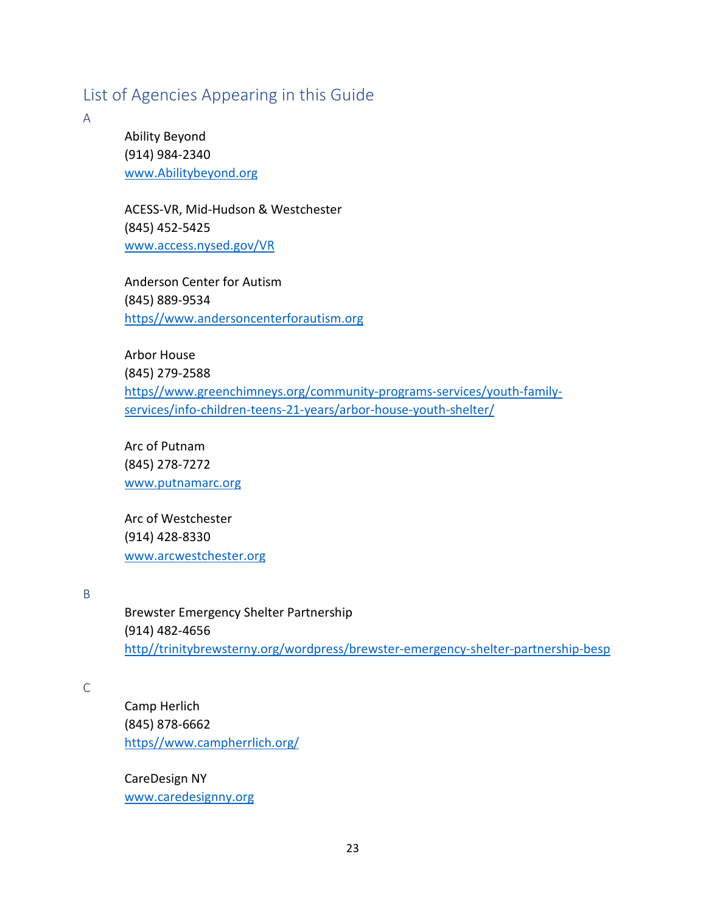## List of Agencies Appearing in this Guide

A

Ability Beyond
(914) 984-2340
www.Abilitybeyond.org

ACESS-VR, Mid-Hudson & Westchester
(845) 452-5425
www.access.nysed.gov/VR

Anderson Center for Autism
(845) 889-9534
https//www.andersoncenterforautism.org

Arbor House
(845) 279-2588
https//www.greenchimneys.org/community-programs-services/youth-family-services/info-children-teens-21-years/arbor-house-youth-shelter/

Arc of Putnam
(845) 278-7272
www.putnamarc.org

Arc of Westchester
(914) 428-8330
www.arcwestchester.org

B

Brewster Emergency Shelter Partnership
(914) 482-4656
http//trinitybrewsterny.org/wordpress/brewster-emergency-shelter-partnership-besp

C

Camp Herlich
(845) 878-6662
https//www.campherrlich.org/

CareDesign NY
www.caredesignny.org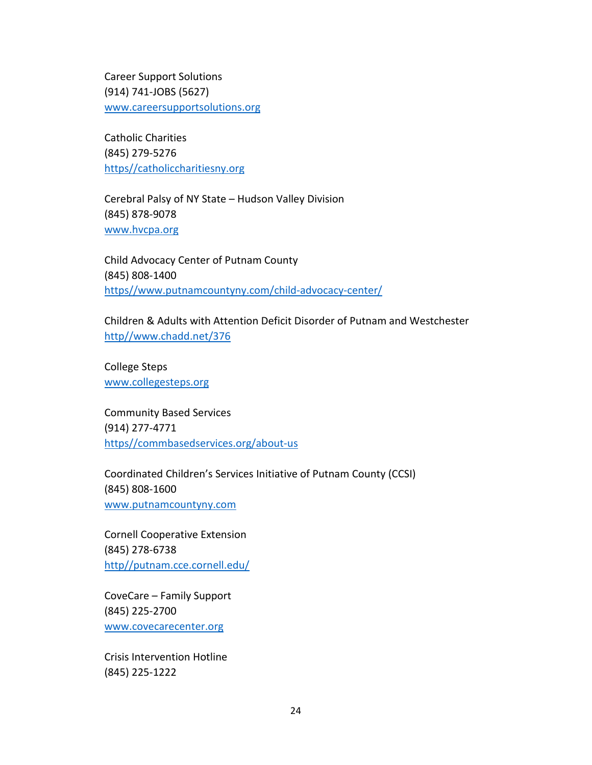Career Support Solutions
(914) 741-JOBS (5627)
www.careersupportsolutions.org

Catholic Charities
(845) 279-5276
https//catholiccharitiesny.org

Cerebral Palsy of NY State – Hudson Valley Division
(845) 878-9078
www.hvcpa.org

Child Advocacy Center of Putnam County
(845) 808-1400
https//www.putnamcountyny.com/child-advocacy-center/

Children & Adults with Attention Deficit Disorder of Putnam and Westchester
http//www.chadd.net/376

College Steps
www.collegesteps.org

Community Based Services
(914) 277-4771
https//commbasedservices.org/about-us

Coordinated Children's Services Initiative of Putnam County (CCSI)
(845) 808-1600
www.putnamcountyny.com

Cornell Cooperative Extension
(845) 278-6738
http//putnam.cce.cornell.edu/

CoveCare – Family Support
(845) 225-2700
www.covecarecenter.org

Crisis Intervention Hotline
(845) 225-1222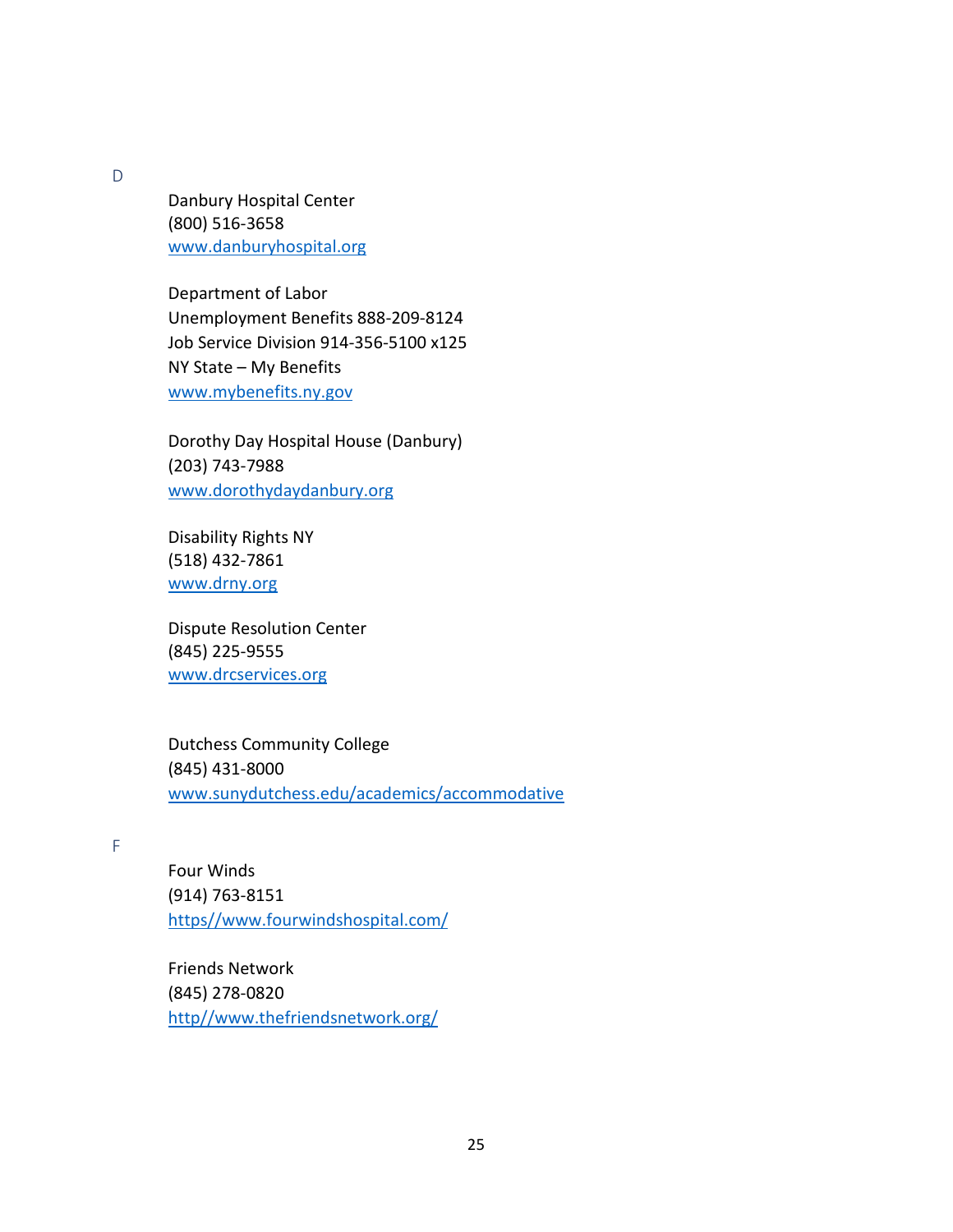## D

Danbury Hospital Center
(800) 516-3658
www.danburyhospital.org

Department of Labor
Unemployment Benefits 888-209-8124
Job Service Division 914-356-5100 x125
NY State – My Benefits
www.mybenefits.ny.gov

Dorothy Day Hospital House (Danbury)
(203) 743-7988
www.dorothydaydanbury.org

Disability Rights NY
(518) 432-7861
www.drny.org

Dispute Resolution Center
(845) 225-9555
www.drcservices.org

Dutchess Community College
(845) 431-8000
www.sunydutchess.edu/academics/accommodative

## F

Four Winds
(914) 763-8151
https//www.fourwindshospital.com/

Friends Network
(845) 278-0820
http//www.thefriendsnetwork.org/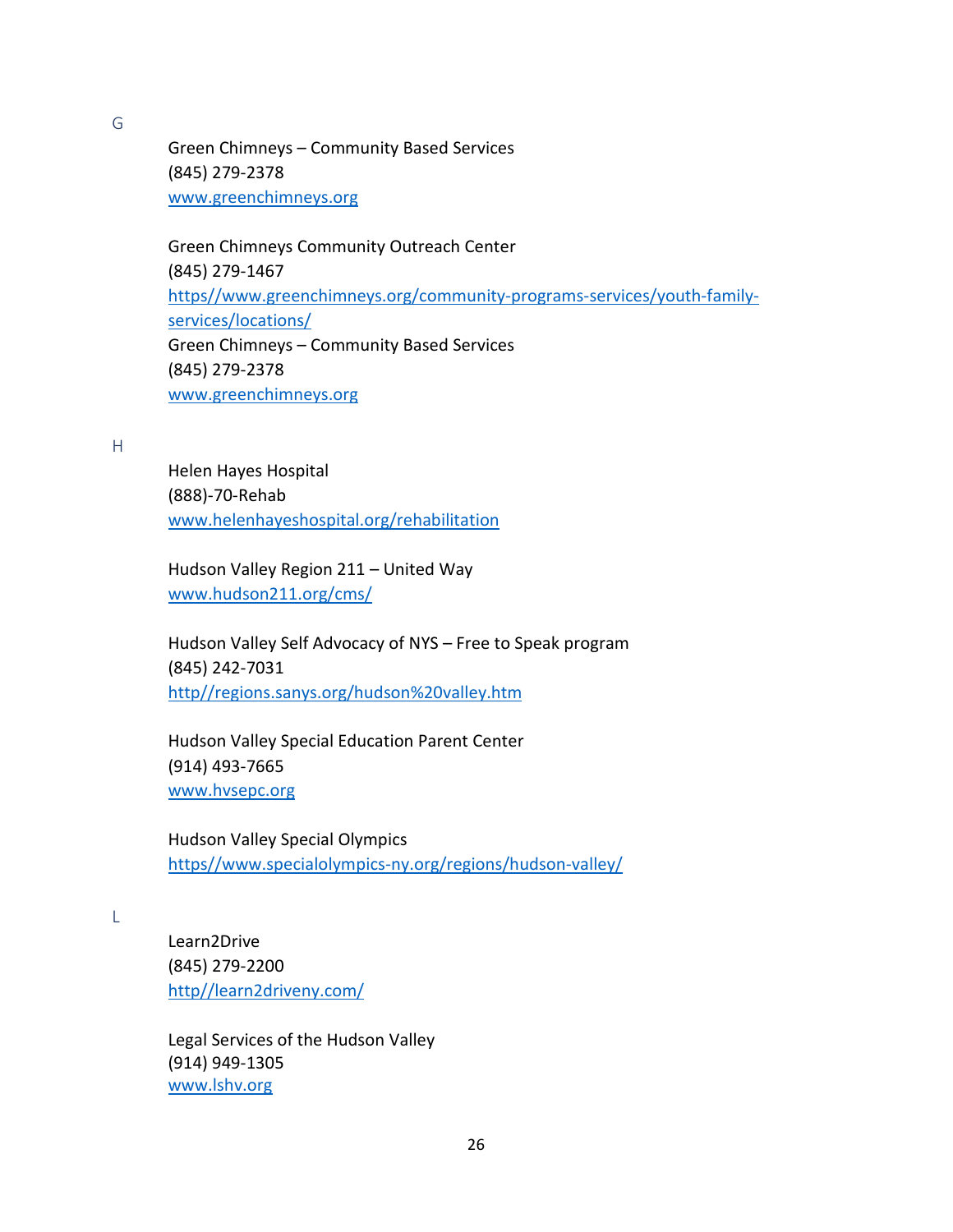## G

Green Chimneys – Community Based Services
(845) 279-2378
www.greenchimneys.org

Green Chimneys Community Outreach Center
(845) 279-1467
https//www.greenchimneys.org/community-programs-services/youth-family-services/locations/
Green Chimneys – Community Based Services
(845) 279-2378
www.greenchimneys.org

## H

Helen Hayes Hospital
(888)-70-Rehab
www.helenhayeshospital.org/rehabilitation

Hudson Valley Region 211 – United Way
www.hudson211.org/cms/

Hudson Valley Self Advocacy of NYS – Free to Speak program
(845) 242-7031
http//regions.sanys.org/hudson%20valley.htm

Hudson Valley Special Education Parent Center
(914) 493-7665
www.hvsepc.org

Hudson Valley Special Olympics
https//www.specialolympics-ny.org/regions/hudson-valley/

## L

Learn2Drive
(845) 279-2200
http//learn2driveny.com/

Legal Services of the Hudson Valley
(914) 949-1305
www.lshv.org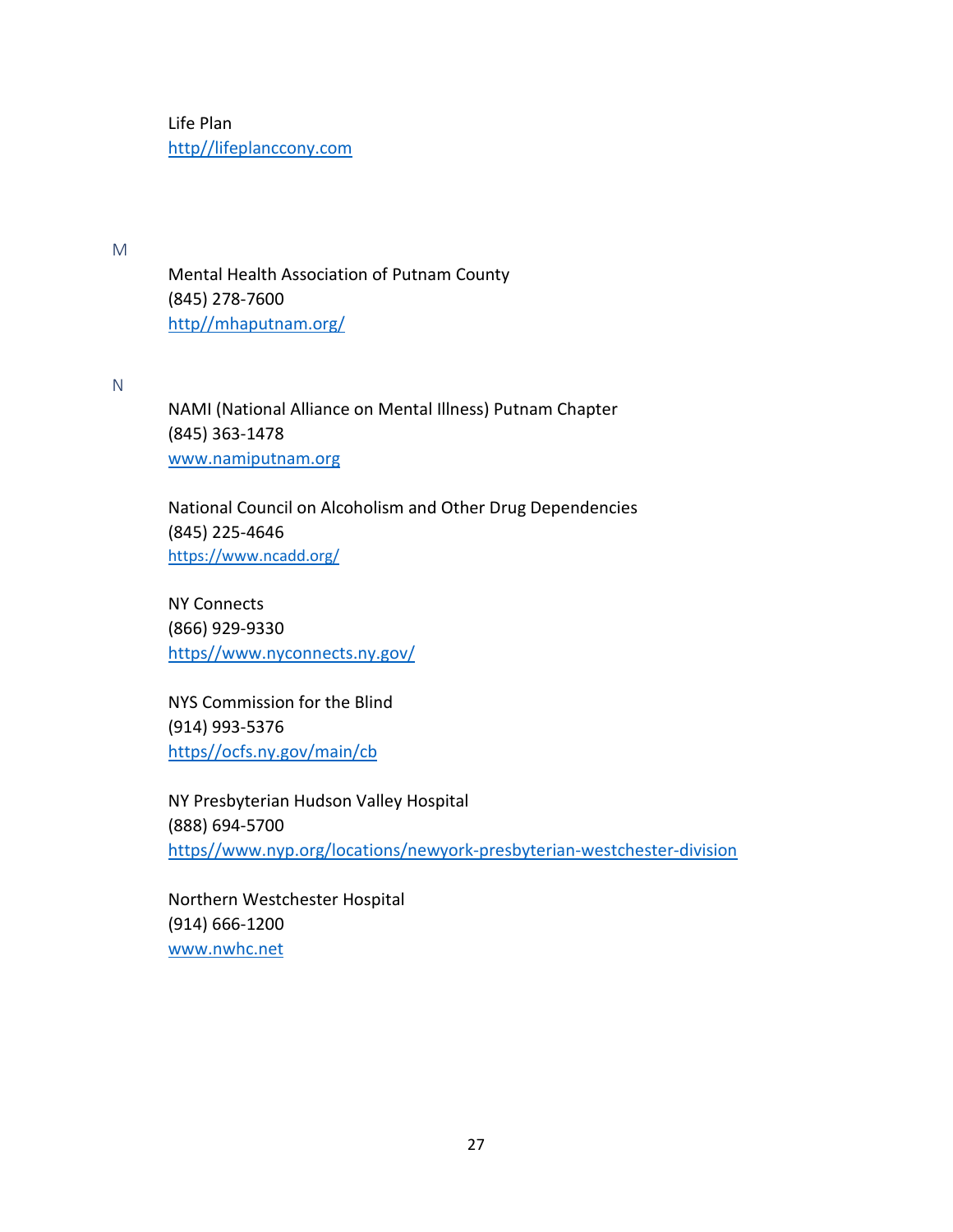Life Plan
http//lifeplanccony.com

M

Mental Health Association of Putnam County
(845) 278-7600
http//mhaputnam.org/

N

NAMI (National Alliance on Mental Illness) Putnam Chapter
(845) 363-1478
www.namiputnam.org

National Council on Alcoholism and Other Drug Dependencies
(845) 225-4646
https://www.ncadd.org/

NY Connects
(866) 929-9330
https//www.nyconnects.ny.gov/

NYS Commission for the Blind
(914) 993-5376
https//ocfs.ny.gov/main/cb

NY Presbyterian Hudson Valley Hospital
(888) 694-5700
https//www.nyp.org/locations/newyork-presbyterian-westchester-division

Northern Westchester Hospital
(914) 666-1200
www.nwhc.net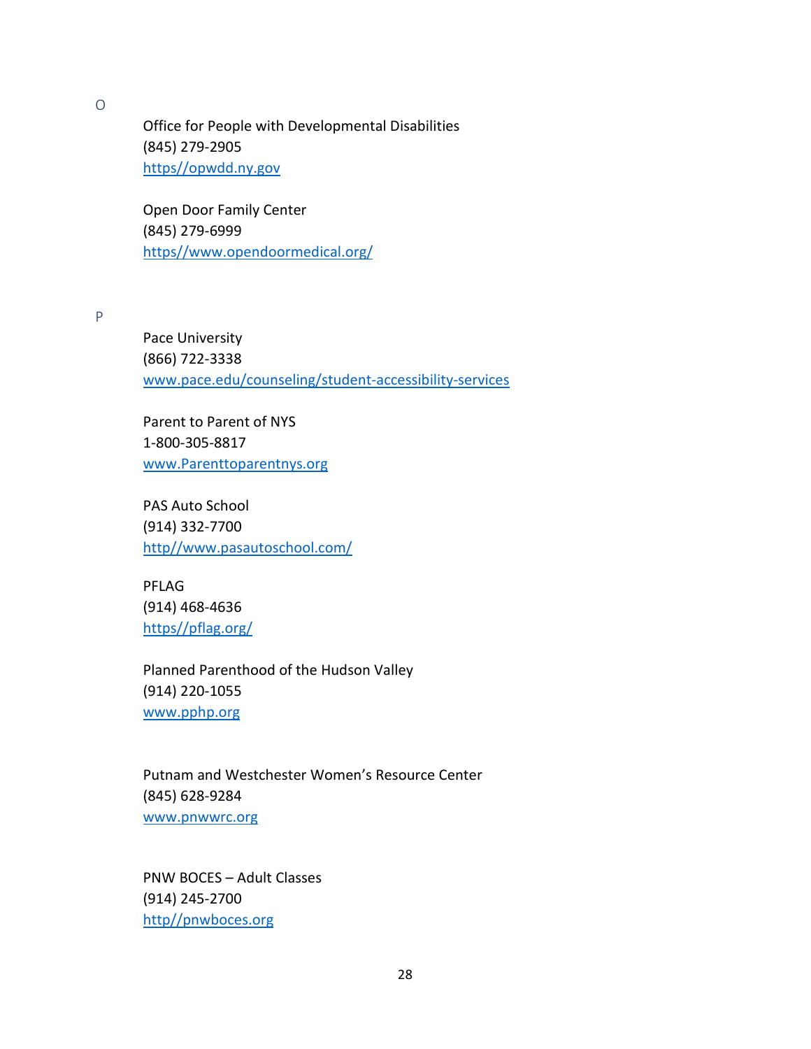## O

Office for People with Developmental Disabilities
(845) 279-2905
https//opwdd.ny.gov

Open Door Family Center
(845) 279-6999
https//www.opendoormedical.org/

## P

Pace University
(866) 722-3338
www.pace.edu/counseling/student-accessibility-services

Parent to Parent of NYS
1-800-305-8817
www.Parenttoparentnys.org

PAS Auto School
(914) 332-7700
http//www.pasautoschool.com/

PFLAG
(914) 468-4636
https//pflag.org/

Planned Parenthood of the Hudson Valley
(914) 220-1055
www.pphp.org

Putnam and Westchester Women's Resource Center
(845) 628-9284
www.pnwwrc.org

PNW BOCES – Adult Classes
(914) 245-2700
http//pnwboces.org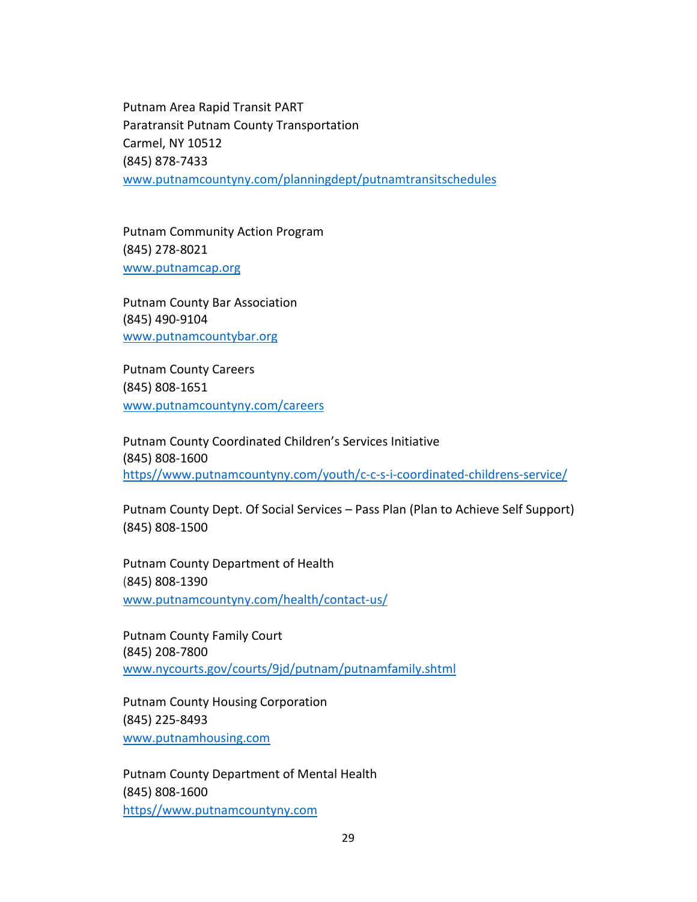Putnam Area Rapid Transit PART
Paratransit Putnam County Transportation
Carmel, NY 10512
(845) 878-7433
www.putnamcountyny.com/planningdept/putnamtransitschedules

Putnam Community Action Program
(845) 278-8021
www.putnamcap.org

Putnam County Bar Association
(845) 490-9104
www.putnamcountybar.org

Putnam County Careers
(845) 808-1651
www.putnamcountyny.com/careers

Putnam County Coordinated Children's Services Initiative
(845) 808-1600
https//www.putnamcountyny.com/youth/c-c-s-i-coordinated-childrens-service/

Putnam County Dept. Of Social Services – Pass Plan (Plan to Achieve Self Support)
(845) 808-1500

Putnam County Department of Health
(845) 808-1390
www.putnamcountyny.com/health/contact-us/

Putnam County Family Court
(845) 208-7800
www.nycourts.gov/courts/9jd/putnam/putnamfamily.shtml

Putnam County Housing Corporation
(845) 225-8493
www.putnamhousing.com

Putnam County Department of Mental Health
(845) 808-1600
https//www.putnamcountyny.com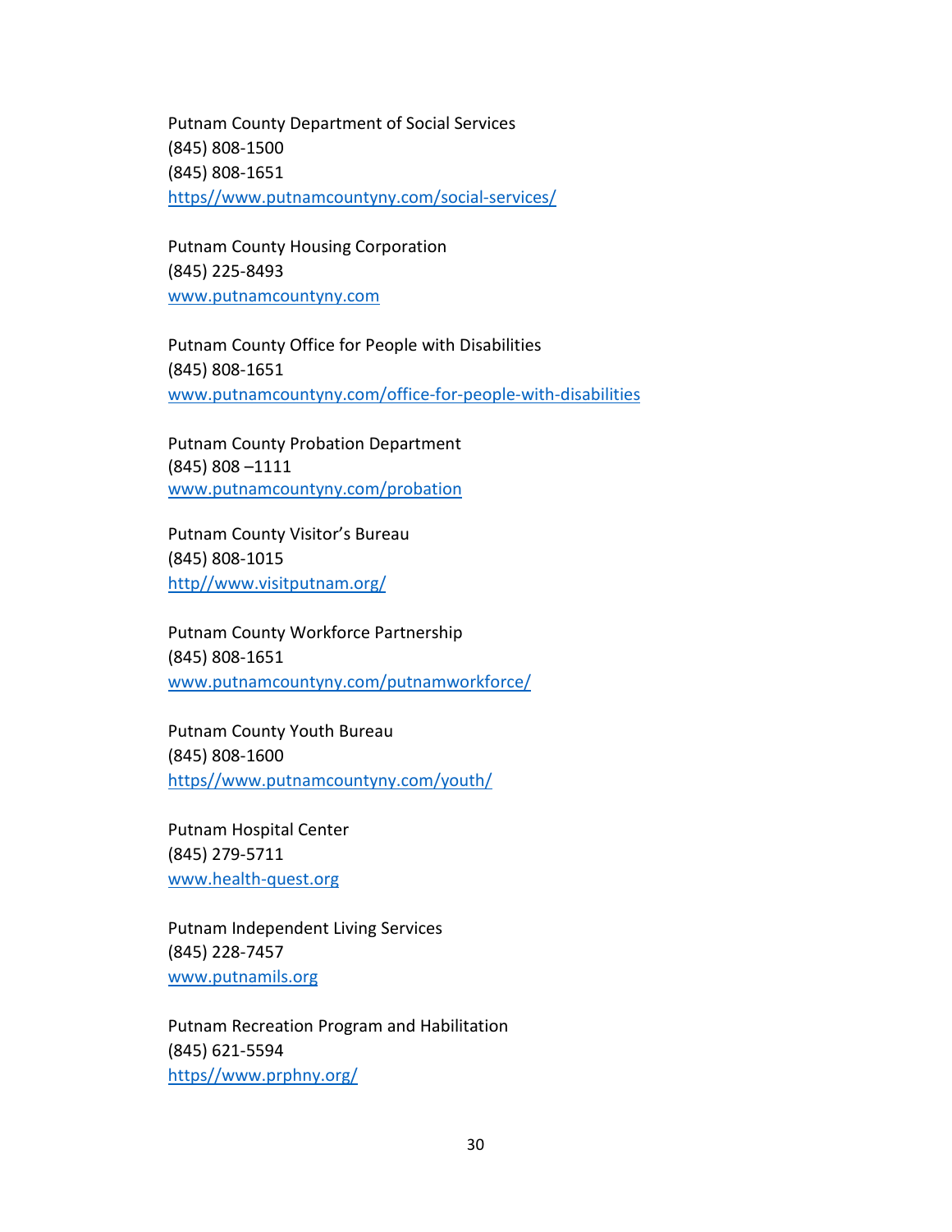Putnam County Department of Social Services
(845) 808-1500
(845) 808-1651
https//www.putnamcountyny.com/social-services/

Putnam County Housing Corporation
(845) 225-8493
www.putnamcountyny.com

Putnam County Office for People with Disabilities
(845) 808-1651
www.putnamcountyny.com/office-for-people-with-disabilities

Putnam County Probation Department
(845) 808 –1111
www.putnamcountyny.com/probation

Putnam County Visitor's Bureau
(845) 808-1015
http//www.visitputnam.org/

Putnam County Workforce Partnership
(845) 808-1651
www.putnamcountyny.com/putnamworkforce/

Putnam County Youth Bureau
(845) 808-1600
https//www.putnamcountyny.com/youth/

Putnam Hospital Center
(845) 279-5711
www.health-quest.org

Putnam Independent Living Services
(845) 228-7457
www.putnamils.org

Putnam Recreation Program and Habilitation
(845) 621-5594
https//www.prphny.org/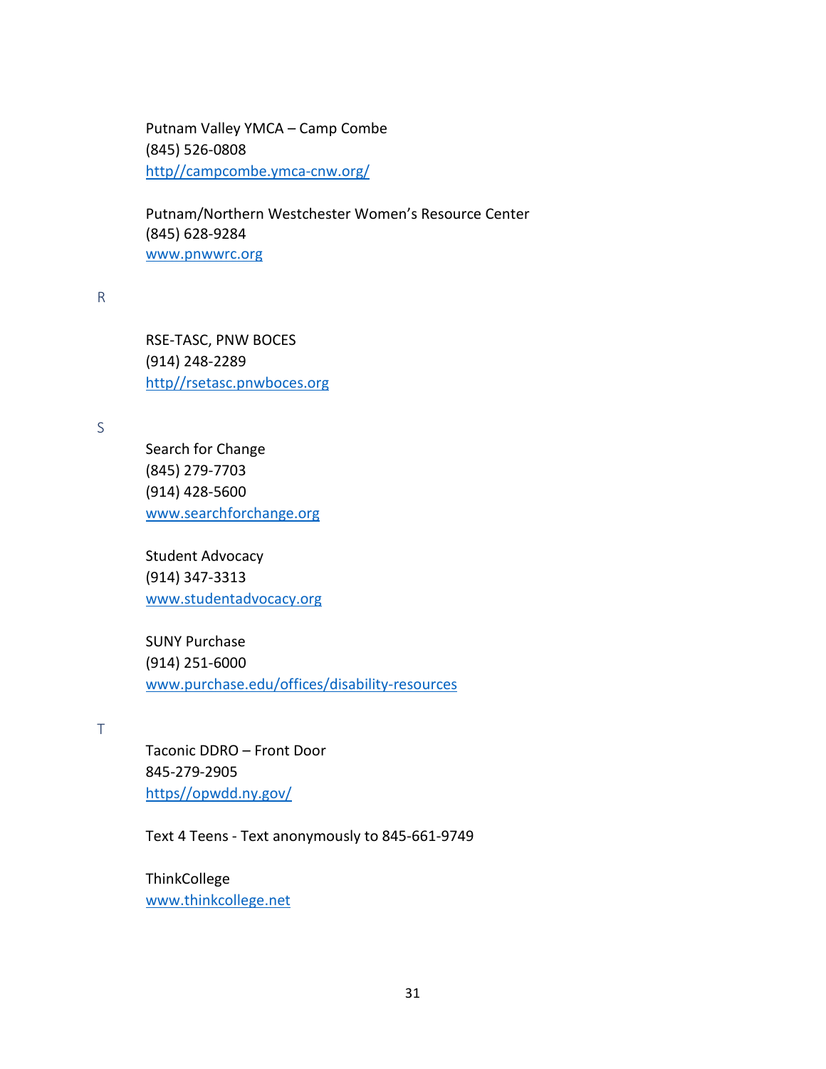Putnam Valley YMCA – Camp Combe
(845) 526-0808
http//campcombe.ymca-cnw.org/

Putnam/Northern Westchester Women's Resource Center
(845) 628-9284
www.pnwwrc.org

R

RSE-TASC, PNW BOCES
(914) 248-2289
http//rsetasc.pnwboces.org

S

Search for Change
(845) 279-7703
(914) 428-5600
www.searchforchange.org

Student Advocacy
(914) 347-3313
www.studentadvocacy.org

SUNY Purchase
(914) 251-6000
www.purchase.edu/offices/disability-resources

T

Taconic DDRO – Front Door
845-279-2905
https//opwdd.ny.gov/

Text 4 Teens - Text anonymously to 845-661-9749

ThinkCollege
www.thinkcollege.net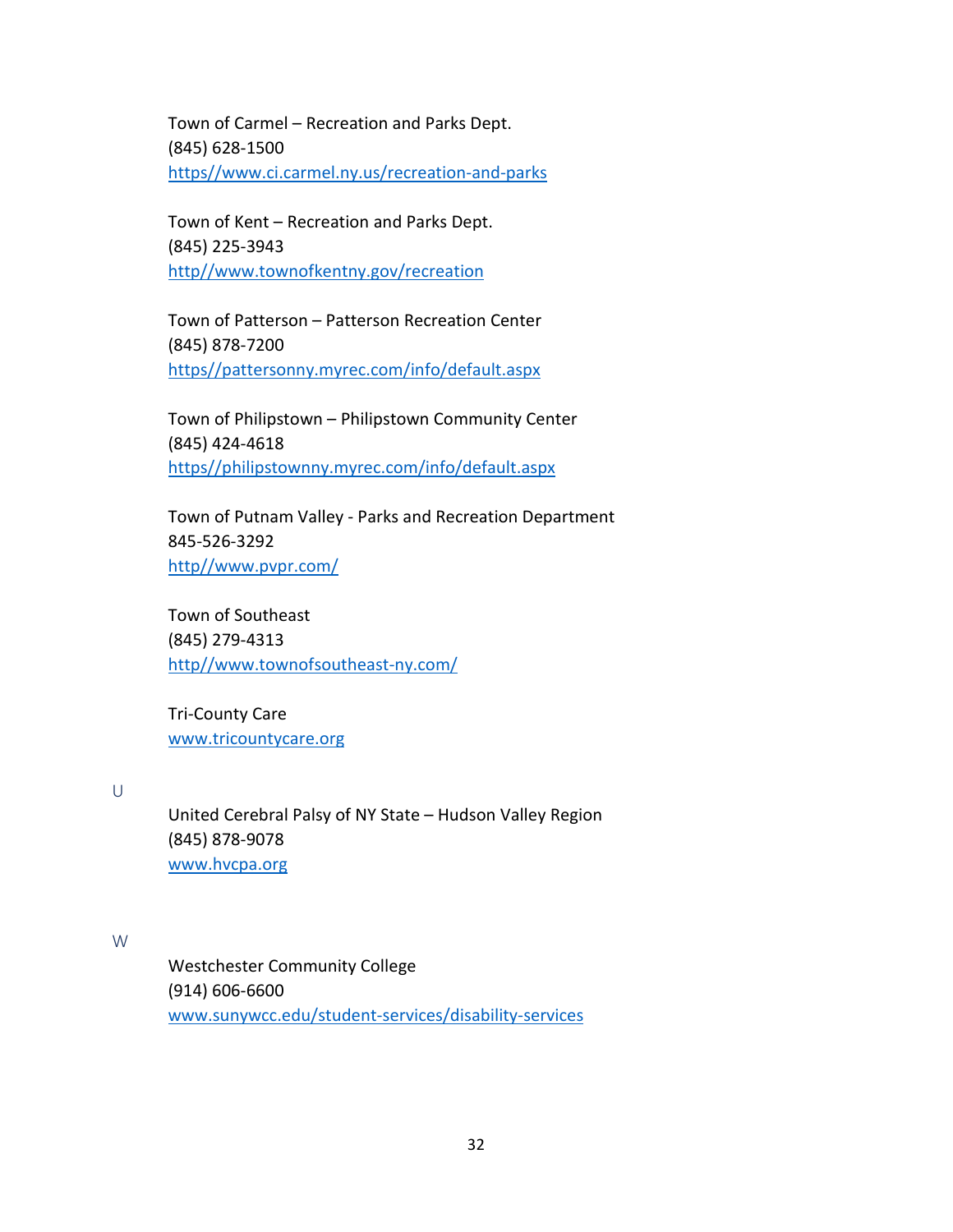Town of Carmel – Recreation and Parks Dept.
(845) 628-1500
https//www.ci.carmel.ny.us/recreation-and-parks

Town of Kent – Recreation and Parks Dept.
(845) 225-3943
http//www.townofkentny.gov/recreation

Town of Patterson – Patterson Recreation Center
(845) 878-7200
https//pattersonny.myrec.com/info/default.aspx

Town of Philipstown – Philipstown Community Center
(845) 424-4618
https//philipstownny.myrec.com/info/default.aspx

Town of Putnam Valley - Parks and Recreation Department
845-526-3292
http//www.pvpr.com/

Town of Southeast
(845) 279-4313
http//www.townofsoutheast-ny.com/

Tri-County Care
www.tricountycare.org

U

United Cerebral Palsy of NY State – Hudson Valley Region
(845) 878-9078
www.hvcpa.org

W

Westchester Community College
(914) 606-6600
www.sunywcc.edu/student-services/disability-services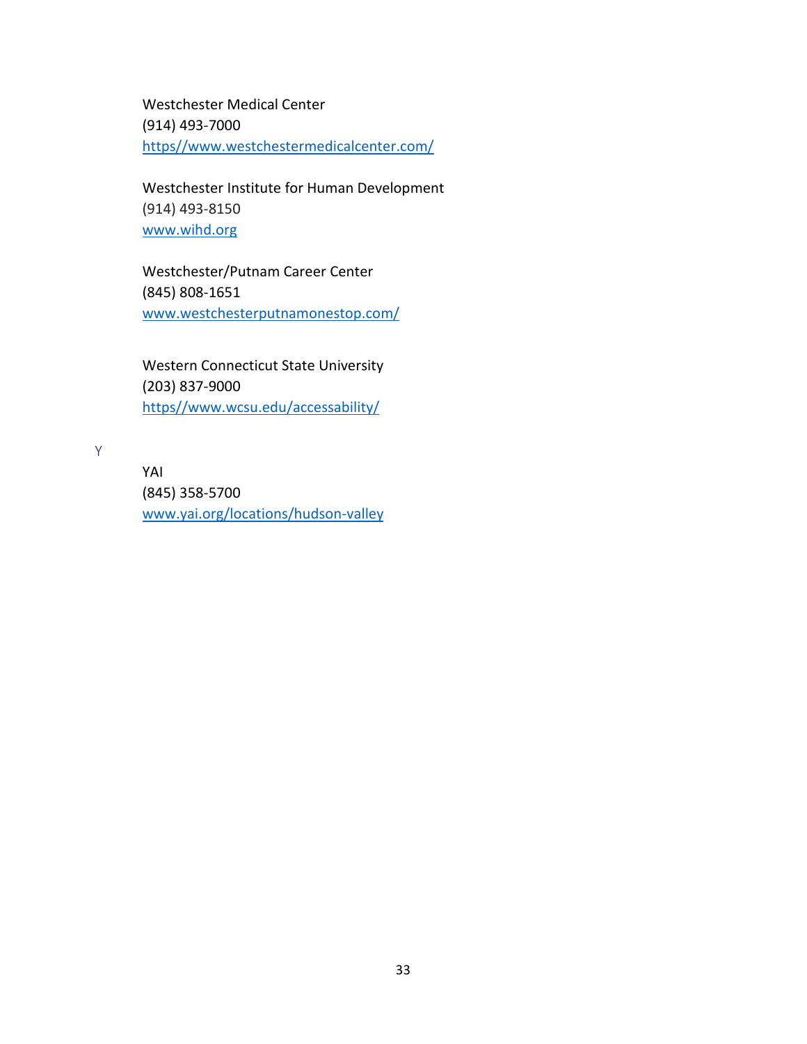Westchester Medical Center
(914) 493-7000
https//www.westchestermedicalcenter.com/

Westchester Institute for Human Development
(914) 493-8150
www.wihd.org

Westchester/Putnam Career Center
(845) 808-1651
www.westchesterputnamonestop.com/

Western Connecticut State University
(203) 837-9000
https//www.wcsu.edu/accessability/

## Y

YAI
(845) 358-5700
www.yai.org/locations/hudson-valley